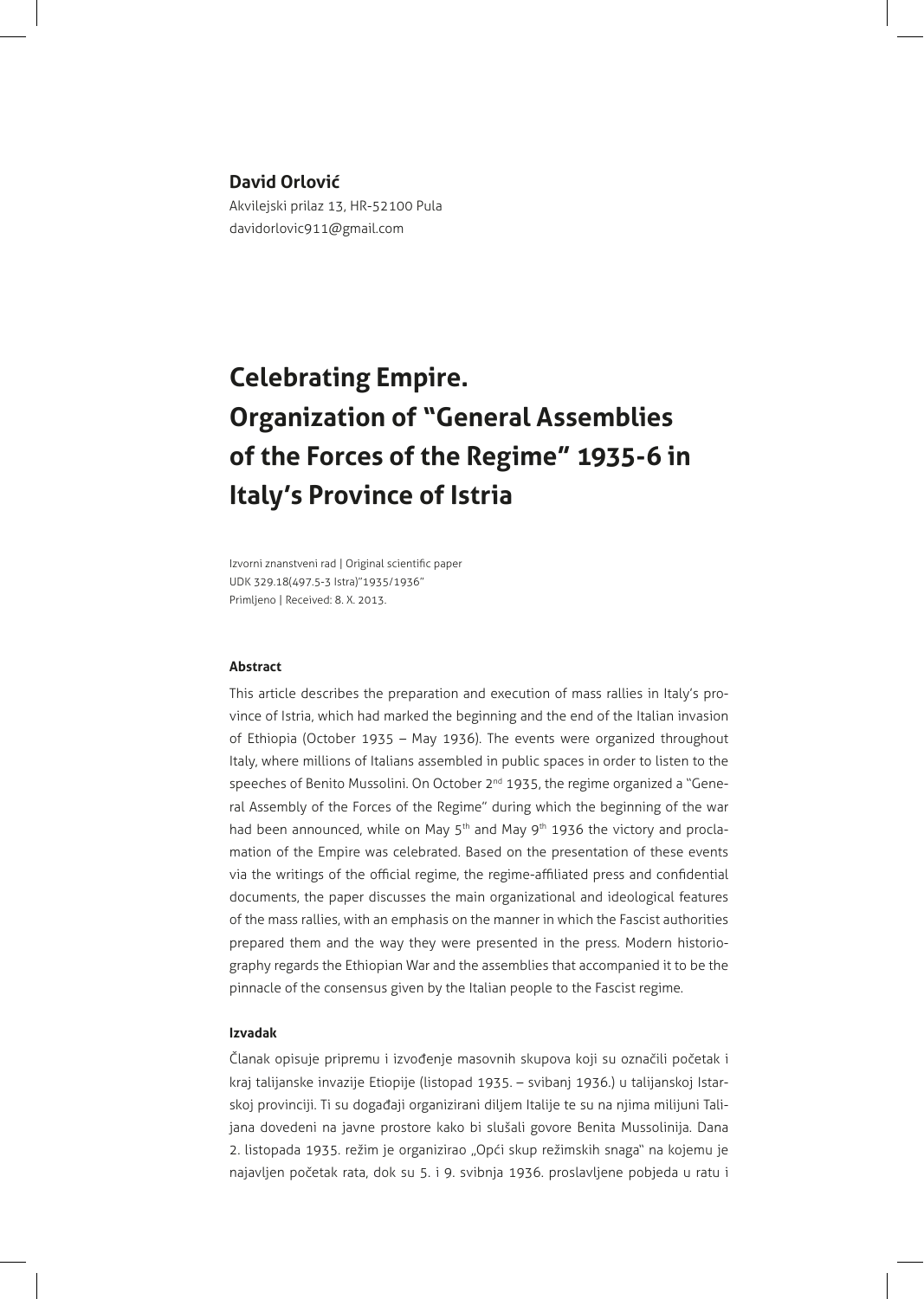**David Orlović**

Akvilejski prilaz 13, HR-52100 Pula
davidorlovic911@gmail.com

# Celebrating Empire. Organization of "General Assemblies of the Forces of the Regime" 1935-6 in Italy's Province of Istria

Izvorni znanstveni rad | Original scientific paper
UDK 329.18(497.5-3 Istra)"1935/1936"
Primljeno | Received: 8. X. 2013.

**Abstract**

This article describes the preparation and execution of mass rallies in Italy's province of Istria, which had marked the beginning and the end of the Italian invasion of Ethiopia (October 1935 – May 1936). The events were organized throughout Italy, where millions of Italians assembled in public spaces in order to listen to the speeches of Benito Mussolini. On October 2nd 1935, the regime organized a "General Assembly of the Forces of the Regime" during which the beginning of the war had been announced, while on May 5th and May 9th 1936 the victory and proclamation of the Empire was celebrated. Based on the presentation of these events via the writings of the official regime, the regime-affiliated press and confidential documents, the paper discusses the main organizational and ideological features of the mass rallies, with an emphasis on the manner in which the Fascist authorities prepared them and the way they were presented in the press. Modern historiography regards the Ethiopian War and the assemblies that accompanied it to be the pinnacle of the consensus given by the Italian people to the Fascist regime.

**Izvadak**

Članak opisuje pripremu i izvođenje masovnih skupova koji su označili početak i kraj talijanske invazije Etiopije (listopad 1935. – svibanj 1936.) u talijanskoj Istarskoj provinciji. Ti su događaji organizirani diljem Italije te su na njima milijuni Talijana dovedeni na javne prostore kako bi slušali govore Benita Mussolinija. Dana 2. listopada 1935. režim je organizirao „Opći skup režimskih snaga" na kojemu je najavljen početak rata, dok su 5. i 9. svibnja 1936. proslavljene pobjeda u ratu i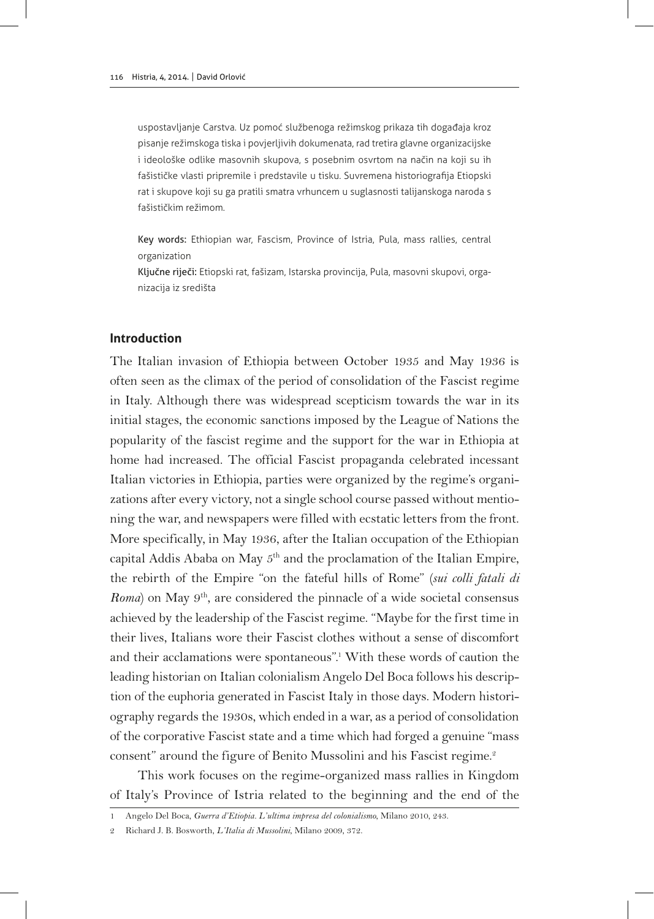uspostavljanje Carstva. Uz pomoć službenoga režimskog prikaza tih događaja kroz pisanje režimskoga tiska i povjerljivih dokumenata, rad tretira glavne organizacijske i ideološke odlike masovnih skupova, s posebnim osvrtom na način na koji su ih fašističke vlasti pripremile i predstavile u tisku. Suvremena historiografija Etiopski rat i skupove koji su ga pratili smatra vrhuncem u suglasnosti talijanskoga naroda s fašističkim režimom.

Key words: Ethiopian war, Fascism, Province of Istria, Pula, mass rallies, central organization

Ključne riječi: Etiopski rat, fašizam, Istarska provincija, Pula, masovni skupovi, organizacija iz središta

## Introduction

The Italian invasion of Ethiopia between October 1935 and May 1936 is often seen as the climax of the period of consolidation of the Fascist regime in Italy. Although there was widespread scepticism towards the war in its initial stages, the economic sanctions imposed by the League of Nations the popularity of the fascist regime and the support for the war in Ethiopia at home had increased. The official Fascist propaganda celebrated incessant Italian victories in Ethiopia, parties were organized by the regime's organizations after every victory, not a single school course passed without mentioning the war, and newspapers were filled with ecstatic letters from the front. More specifically, in May 1936, after the Italian occupation of the Ethiopian capital Addis Ababa on May 5th and the proclamation of the Italian Empire, the rebirth of the Empire "on the fateful hills of Rome" (*sui colli fatali di Roma*) on May 9th, are considered the pinnacle of a wide societal consensus achieved by the leadership of the Fascist regime. "Maybe for the first time in their lives, Italians wore their Fascist clothes without a sense of discomfort and their acclamations were spontaneous".[1] With these words of caution the leading historian on Italian colonialism Angelo Del Boca follows his description of the euphoria generated in Fascist Italy in those days. Modern historiography regards the 1930s, which ended in a war, as a period of consolidation of the corporative Fascist state and a time which had forged a genuine "mass consent" around the figure of Benito Mussolini and his Fascist regime.[2]

This work focuses on the regime-organized mass rallies in Kingdom of Italy's Province of Istria related to the beginning and the end of the

1 Angelo Del Boca, *Guerra d'Etiopia. L'ultima impresa del colonialismo*, Milano 2010, 243.

2 Richard J. B. Bosworth, *L'Italia di Mussolini*, Milano 2009, 372.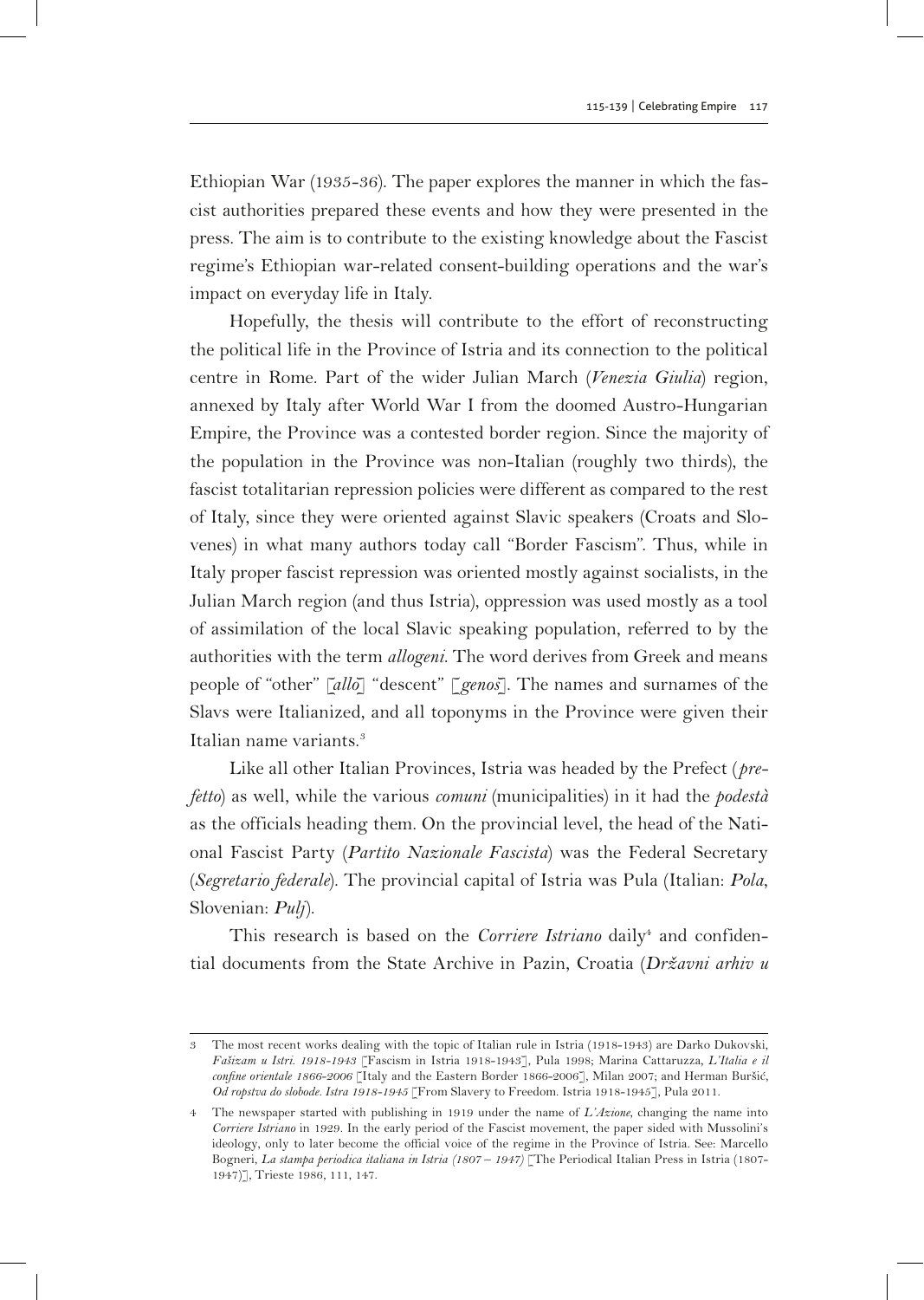Ethiopian War (1935-36). The paper explores the manner in which the fascist authorities prepared these events and how they were presented in the press. The aim is to contribute to the existing knowledge about the Fascist regime's Ethiopian war-related consent-building operations and the war's impact on everyday life in Italy.

Hopefully, the thesis will contribute to the effort of reconstructing the political life in the Province of Istria and its connection to the political centre in Rome. Part of the wider Julian March (*Venezia Giulia*) region, annexed by Italy after World War I from the doomed Austro-Hungarian Empire, the Province was a contested border region. Since the majority of the population in the Province was non-Italian (roughly two thirds), the fascist totalitarian repression policies were different as compared to the rest of Italy, since they were oriented against Slavic speakers (Croats and Slovenes) in what many authors today call "Border Fascism". Thus, while in Italy proper fascist repression was oriented mostly against socialists, in the Julian March region (and thus Istria), oppression was used mostly as a tool of assimilation of the local Slavic speaking population, referred to by the authorities with the term *allogeni*. The word derives from Greek and means people of "other" [*allō*] "descent" [*genoš*]. The names and surnames of the Slavs were Italianized, and all toponyms in the Province were given their Italian name variants.[3]

Like all other Italian Provinces, Istria was headed by the Prefect (*prefetto*) as well, while the various *comuni* (municipalities) in it had the *podestà* as the officials heading them. On the provincial level, the head of the National Fascist Party (*Partito Nazionale Fascista*) was the Federal Secretary (*Segretario federale*). The provincial capital of Istria was Pula (Italian: *Pola*, Slovenian: *Pulj*).

This research is based on the *Corriere Istriano* daily[4] and confidential documents from the State Archive in Pazin, Croatia (*Državni arhiv u*

---

3 The most recent works dealing with the topic of Italian rule in Istria (1918-1943) are Darko Dukovski, *Fašizam u Istri. 1918-1943* [Fascism in Istria 1918-1943], Pula 1998; Marina Cattaruzza, *L'Italia e il confine orientale 1866-2006* [Italy and the Eastern Border 1866-2006], Milan 2007; and Herman Buršić, *Od ropstva do slobode. Istra 1918-1945* [From Slavery to Freedom. Istria 1918-1945], Pula 2011.

4 The newspaper started with publishing in 1919 under the name of *L'Azione*, changing the name into *Corriere Istriano* in 1929. In the early period of the Fascist movement, the paper sided with Mussolini's ideology, only to later become the official voice of the regime in the Province of Istria. See: Marcello Bogneri, *La stampa periodica italiana in Istria (1807 – 1947)* [The Periodical Italian Press in Istria (1807-1947)], Trieste 1986, 111, 147.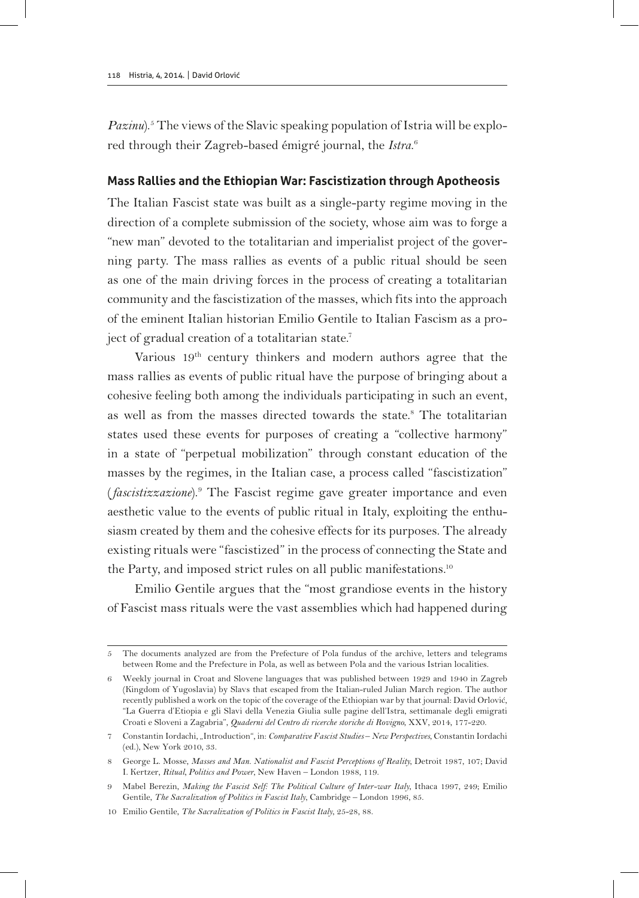*Pazinu*).[5] The views of the Slavic speaking population of Istria will be explored through their Zagreb-based émigré journal, the *Istra*.[6]

## Mass Rallies and the Ethiopian War: Fascistization through Apotheosis

The Italian Fascist state was built as a single-party regime moving in the direction of a complete submission of the society, whose aim was to forge a "new man" devoted to the totalitarian and imperialist project of the governing party. The mass rallies as events of a public ritual should be seen as one of the main driving forces in the process of creating a totalitarian community and the fascistization of the masses, which fits into the approach of the eminent Italian historian Emilio Gentile to Italian Fascism as a project of gradual creation of a totalitarian state.[7]

Various 19th century thinkers and modern authors agree that the mass rallies as events of public ritual have the purpose of bringing about a cohesive feeling both among the individuals participating in such an event, as well as from the masses directed towards the state.[8] The totalitarian states used these events for purposes of creating a "collective harmony" in a state of "perpetual mobilization" through constant education of the masses by the regimes, in the Italian case, a process called "fascistization" (*fascistizzazione*).[9] The Fascist regime gave greater importance and even aesthetic value to the events of public ritual in Italy, exploiting the enthusiasm created by them and the cohesive effects for its purposes. The already existing rituals were "fascistized" in the process of connecting the State and the Party, and imposed strict rules on all public manifestations.[10]

Emilio Gentile argues that the "most grandiose events in the history of Fascist mass rituals were the vast assemblies which had happened during

---

5 The documents analyzed are from the Prefecture of Pola fundus of the archive, letters and telegrams between Rome and the Prefecture in Pola, as well as between Pola and the various Istrian localities.

6 Weekly journal in Croat and Slovene languages that was published between 1929 and 1940 in Zagreb (Kingdom of Yugoslavia) by Slavs that escaped from the Italian-ruled Julian March region. The author recently published a work on the topic of the coverage of the Ethiopian war by that journal: David Orlović, "La Guerra d'Etiopia e gli Slavi della Venezia Giulia sulle pagine dell'Istra, settimanale degli emigrati Croati e Sloveni a Zagabria", *Quaderni del Centro di ricerche storiche di Rovigno*, XXV, 2014, 177-220.

7 Constantin Iordachi, „Introduction", in: *Comparative Fascist Studies – New Perspectives*, Constantin Iordachi (ed.), New York 2010, 33.

8 George L. Mosse, *Masses and Man. Nationalist and Fascist Perceptions of Reality*, Detroit 1987, 107; David I. Kertzer, *Ritual, Politics and Power*, New Haven – London 1988, 119.

9 Mabel Berezin, *Making the Fascist Self: The Political Culture of Inter-war Italy*, Ithaca 1997, 249; Emilio Gentile, *The Sacralization of Politics in Fascist Italy*, Cambridge – London 1996, 85.

10 Emilio Gentile, *The Sacralization of Politics in Fascist Italy*, 25-28, 88.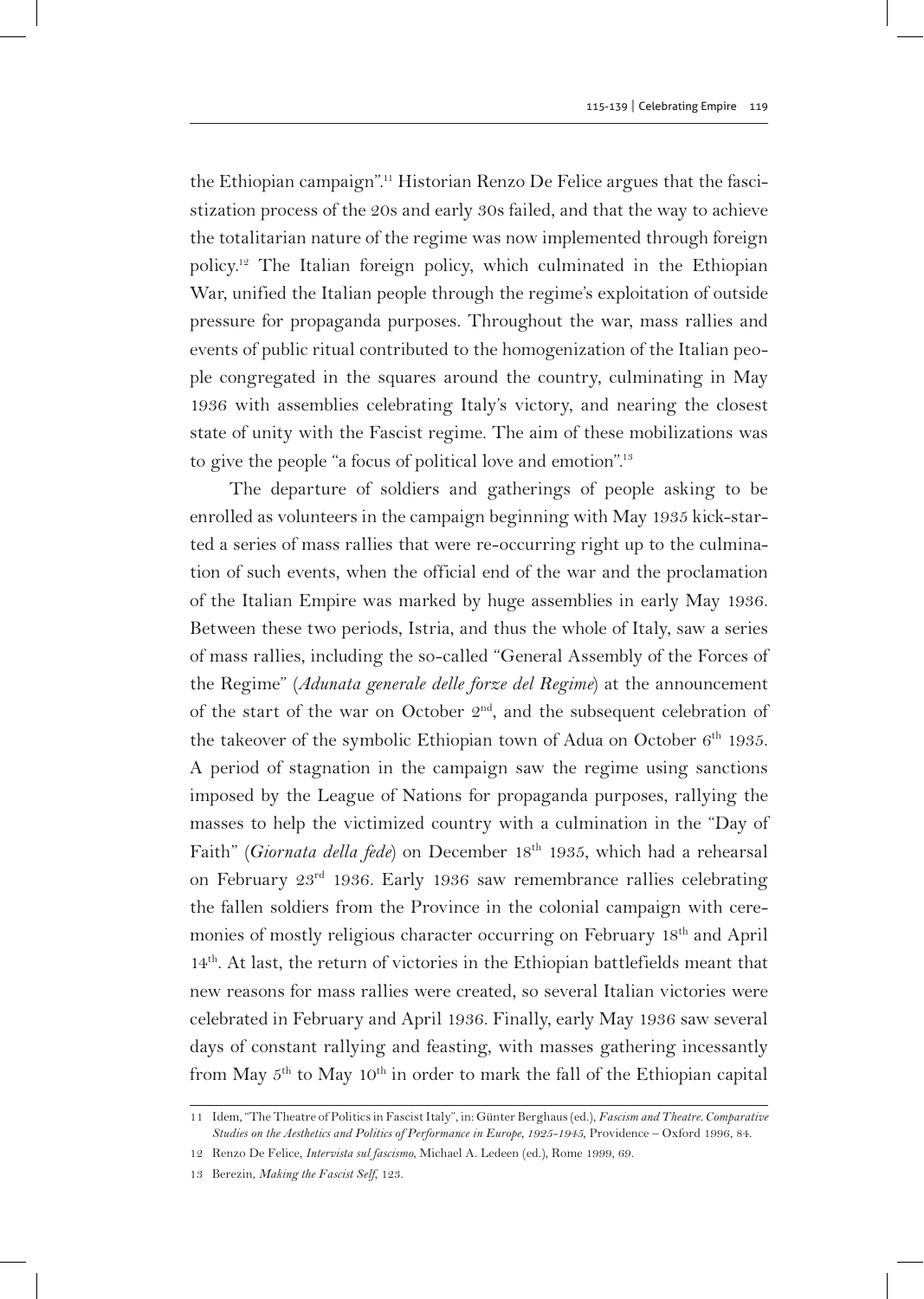the Ethiopian campaign".[11] Historian Renzo De Felice argues that the fascistization process of the 20s and early 30s failed, and that the way to achieve the totalitarian nature of the regime was now implemented through foreign policy.[12] The Italian foreign policy, which culminated in the Ethiopian War, unified the Italian people through the regime's exploitation of outside pressure for propaganda purposes. Throughout the war, mass rallies and events of public ritual contributed to the homogenization of the Italian people congregated in the squares around the country, culminating in May 1936 with assemblies celebrating Italy's victory, and nearing the closest state of unity with the Fascist regime. The aim of these mobilizations was to give the people "a focus of political love and emotion".[13]

The departure of soldiers and gatherings of people asking to be enrolled as volunteers in the campaign beginning with May 1935 kick-started a series of mass rallies that were re-occurring right up to the culmination of such events, when the official end of the war and the proclamation of the Italian Empire was marked by huge assemblies in early May 1936. Between these two periods, Istria, and thus the whole of Italy, saw a series of mass rallies, including the so-called "General Assembly of the Forces of the Regime" (*Adunata generale delle forze del Regime*) at the announcement of the start of the war on October 2nd, and the subsequent celebration of the takeover of the symbolic Ethiopian town of Adua on October 6th 1935. A period of stagnation in the campaign saw the regime using sanctions imposed by the League of Nations for propaganda purposes, rallying the masses to help the victimized country with a culmination in the "Day of Faith" (*Giornata della fede*) on December 18th 1935, which had a rehearsal on February 23rd 1936. Early 1936 saw remembrance rallies celebrating the fallen soldiers from the Province in the colonial campaign with ceremonies of mostly religious character occurring on February 18th and April 14th. At last, the return of victories in the Ethiopian battlefields meant that new reasons for mass rallies were created, so several Italian victories were celebrated in February and April 1936. Finally, early May 1936 saw several days of constant rallying and feasting, with masses gathering incessantly from May 5th to May 10th in order to mark the fall of the Ethiopian capital

11 Idem, "The Theatre of Politics in Fascist Italy", in: Günter Berghaus (ed.), *Fascism and Theatre. Comparative Studies on the Aesthetics and Politics of Performance in Europe, 1925-1945*, Providence – Oxford 1996, 84.

12 Renzo De Felice, *Intervista sul fascismo*, Michael A. Ledeen (ed.), Rome 1999, 69.

13 Berezin, *Making the Fascist Self*, 123.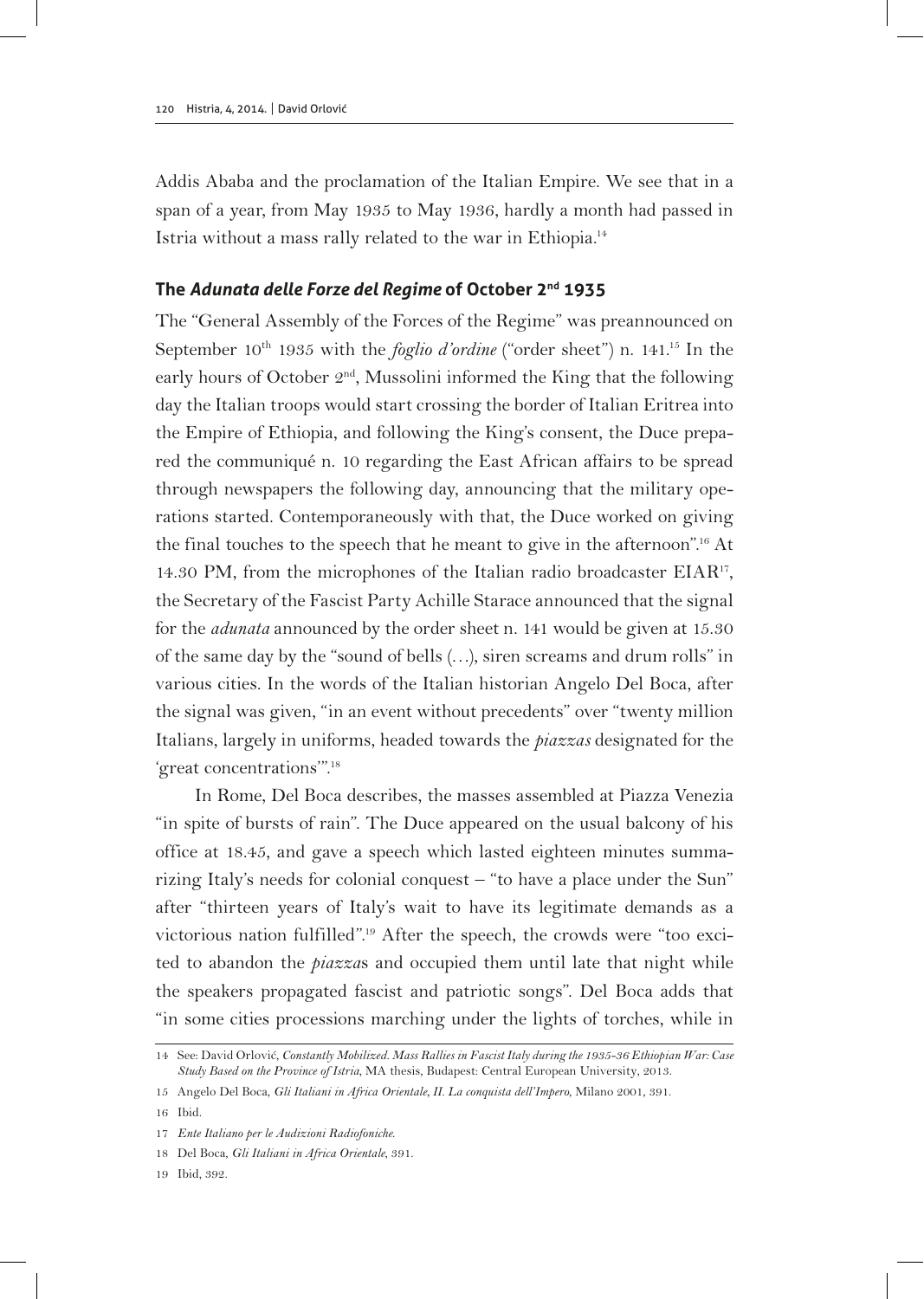Addis Ababa and the proclamation of the Italian Empire. We see that in a span of a year, from May 1935 to May 1936, hardly a month had passed in Istria without a mass rally related to the war in Ethiopia.[14]

## The *Adunata delle Forze del Regime* of October 2nd 1935

The "General Assembly of the Forces of the Regime" was preannounced on September 10th 1935 with the *foglio d'ordine* ("order sheet") n. 141.[15] In the early hours of October 2nd, Mussolini informed the King that the following day the Italian troops would start crossing the border of Italian Eritrea into the Empire of Ethiopia, and following the King's consent, the Duce prepared the communiqué n. 10 regarding the East African affairs to be spread through newspapers the following day, announcing that the military operations started. Contemporaneously with that, the Duce worked on giving the final touches to the speech that he meant to give in the afternoon".[16] At 14.30 PM, from the microphones of the Italian radio broadcaster EIAR[17], the Secretary of the Fascist Party Achille Starace announced that the signal for the *adunata* announced by the order sheet n. 141 would be given at 15.30 of the same day by the "sound of bells (…), siren screams and drum rolls" in various cities. In the words of the Italian historian Angelo Del Boca, after the signal was given, "in an event without precedents" over "twenty million Italians, largely in uniforms, headed towards the *piazzas* designated for the 'great concentrations'".[18]

In Rome, Del Boca describes, the masses assembled at Piazza Venezia "in spite of bursts of rain". The Duce appeared on the usual balcony of his office at 18.45, and gave a speech which lasted eighteen minutes summarizing Italy's needs for colonial conquest – "to have a place under the Sun" after "thirteen years of Italy's wait to have its legitimate demands as a victorious nation fulfilled".[19] After the speech, the crowds were "too excited to abandon the *piazza*s and occupied them until late that night while the speakers propagated fascist and patriotic songs". Del Boca adds that "in some cities processions marching under the lights of torches, while in

---

14 See: David Orlović, *Constantly Mobilized. Mass Rallies in Fascist Italy during the 1935-36 Ethiopian War: Case Study Based on the Province of Istria*, MA thesis, Budapest: Central European University, 2013.

15 Angelo Del Boca, *Gli Italiani in Africa Orientale, II. La conquista dell'Impero*, Milano 2001, 391.

16 Ibid.

17 *Ente Italiano per le Audizioni Radiofoniche.*

18 Del Boca, *Gli Italiani in Africa Orientale*, 391.

19 Ibid, 392.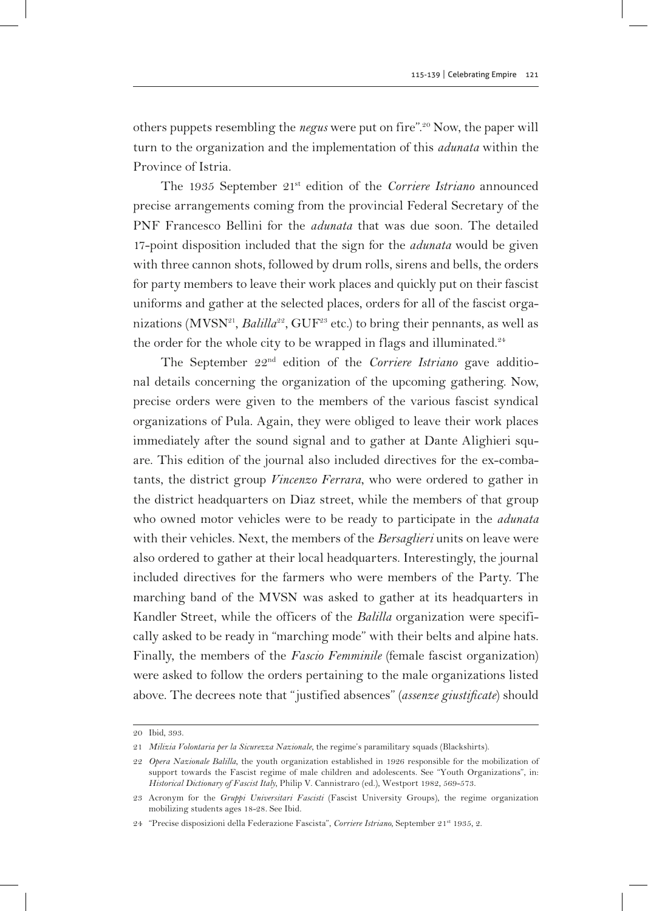others puppets resembling the *negus* were put on fire".[20] Now, the paper will turn to the organization and the implementation of this *adunata* within the Province of Istria.

The 1935 September 21st edition of the *Corriere Istriano* announced precise arrangements coming from the provincial Federal Secretary of the PNF Francesco Bellini for the *adunata* that was due soon. The detailed 17-point disposition included that the sign for the *adunata* would be given with three cannon shots, followed by drum rolls, sirens and bells, the orders for party members to leave their work places and quickly put on their fascist uniforms and gather at the selected places, orders for all of the fascist organizations (MVSN[21], *Balilla*[22], GUF[23] etc.) to bring their pennants, as well as the order for the whole city to be wrapped in flags and illuminated.[24]

The September 22nd edition of the *Corriere Istriano* gave additional details concerning the organization of the upcoming gathering. Now, precise orders were given to the members of the various fascist syndical organizations of Pula. Again, they were obliged to leave their work places immediately after the sound signal and to gather at Dante Alighieri square. This edition of the journal also included directives for the ex-combatants, the district group *Vincenzo Ferrara*, who were ordered to gather in the district headquarters on Diaz street, while the members of that group who owned motor vehicles were to be ready to participate in the *adunata* with their vehicles. Next, the members of the *Bersaglieri* units on leave were also ordered to gather at their local headquarters. Interestingly, the journal included directives for the farmers who were members of the Party. The marching band of the MVSN was asked to gather at its headquarters in Kandler Street, while the officers of the *Balilla* organization were specifically asked to be ready in "marching mode" with their belts and alpine hats. Finally, the members of the *Fascio Femminile* (female fascist organization) were asked to follow the orders pertaining to the male organizations listed above. The decrees note that "justified absences" (*assenze giustificate*) should

---

20 Ibid, 393.

21 *Milizia Volontaria per la Sicurezza Nazionale*, the regime's paramilitary squads (Blackshirts).

22 *Opera Nazionale Balilla*, the youth organization established in 1926 responsible for the mobilization of support towards the Fascist regime of male children and adolescents. See "Youth Organizations", in: *Historical Dictionary of Fascist Italy*, Philip V. Cannistraro (ed.), Westport 1982, 569-573.

23 Acronym for the *Gruppi Universitari Fascisti* (Fascist University Groups), the regime organization mobilizing students ages 18-28. See Ibid.

24 "Precise disposizioni della Federazione Fascista", *Corriere Istriano*, September 21st 1935, 2.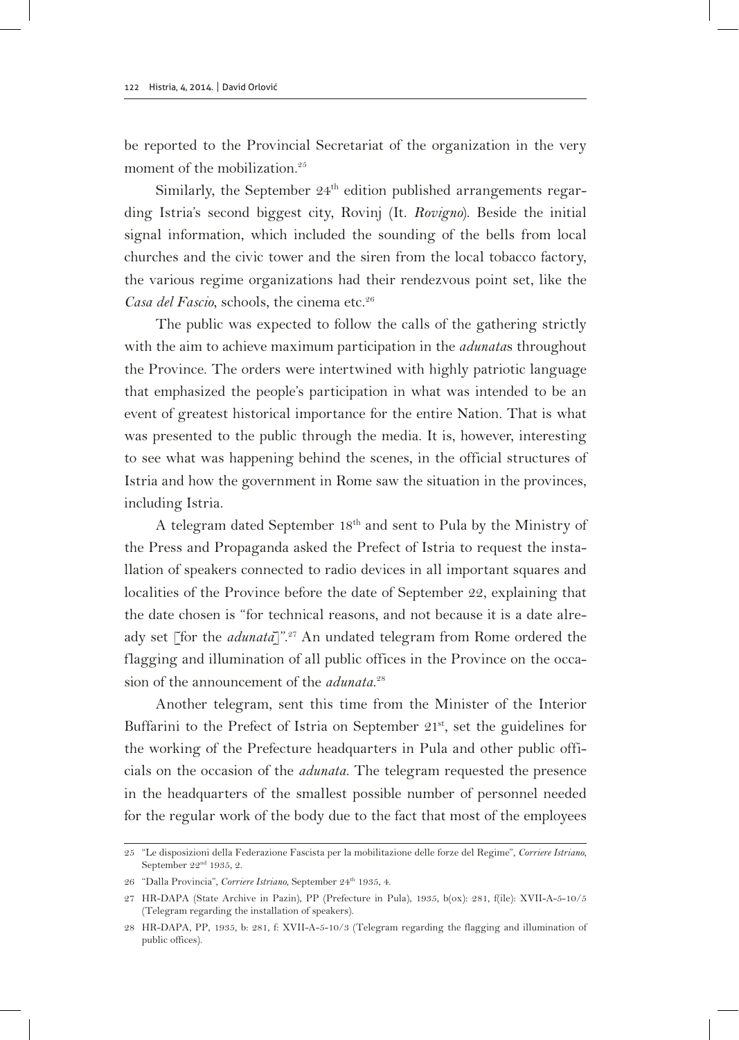be reported to the Provincial Secretariat of the organization in the very moment of the mobilization.[25]

Similarly, the September 24th edition published arrangements regarding Istria's second biggest city, Rovinj (It. *Rovigno*). Beside the initial signal information, which included the sounding of the bells from local churches and the civic tower and the siren from the local tobacco factory, the various regime organizations had their rendezvous point set, like the *Casa del Fascio*, schools, the cinema etc.[26]

The public was expected to follow the calls of the gathering strictly with the aim to achieve maximum participation in the *adunata*s throughout the Province. The orders were intertwined with highly patriotic language that emphasized the people's participation in what was intended to be an event of greatest historical importance for the entire Nation. That is what was presented to the public through the media. It is, however, interesting to see what was happening behind the scenes, in the official structures of Istria and how the government in Rome saw the situation in the provinces, including Istria.

A telegram dated September 18th and sent to Pula by the Ministry of the Press and Propaganda asked the Prefect of Istria to request the installation of speakers connected to radio devices in all important squares and localities of the Province before the date of September 22, explaining that the date chosen is "for technical reasons, and not because it is a date already set [for the *adunata*]".[27] An undated telegram from Rome ordered the flagging and illumination of all public offices in the Province on the occasion of the announcement of the *adunata*.[28]

Another telegram, sent this time from the Minister of the Interior Buffarini to the Prefect of Istria on September 21st, set the guidelines for the working of the Prefecture headquarters in Pula and other public officials on the occasion of the *adunata*. The telegram requested the presence in the headquarters of the smallest possible number of personnel needed for the regular work of the body due to the fact that most of the employees

---

25 "Le disposizioni della Federazione Fascista per la mobilitazione delle forze del Regime", *Corriere Istriano*, September 22nd 1935, 2.

26 "Dalla Provincia", *Corriere Istriano*, September 24th 1935, 4.

27 HR-DAPA (State Archive in Pazin), PP (Prefecture in Pula), 1935, b(ox): 281, f(ile): XVII-A-5-10/5 (Telegram regarding the installation of speakers).

28 HR-DAPA, PP, 1935, b: 281, f: XVII-A-5-10/3 (Telegram regarding the flagging and illumination of public offices).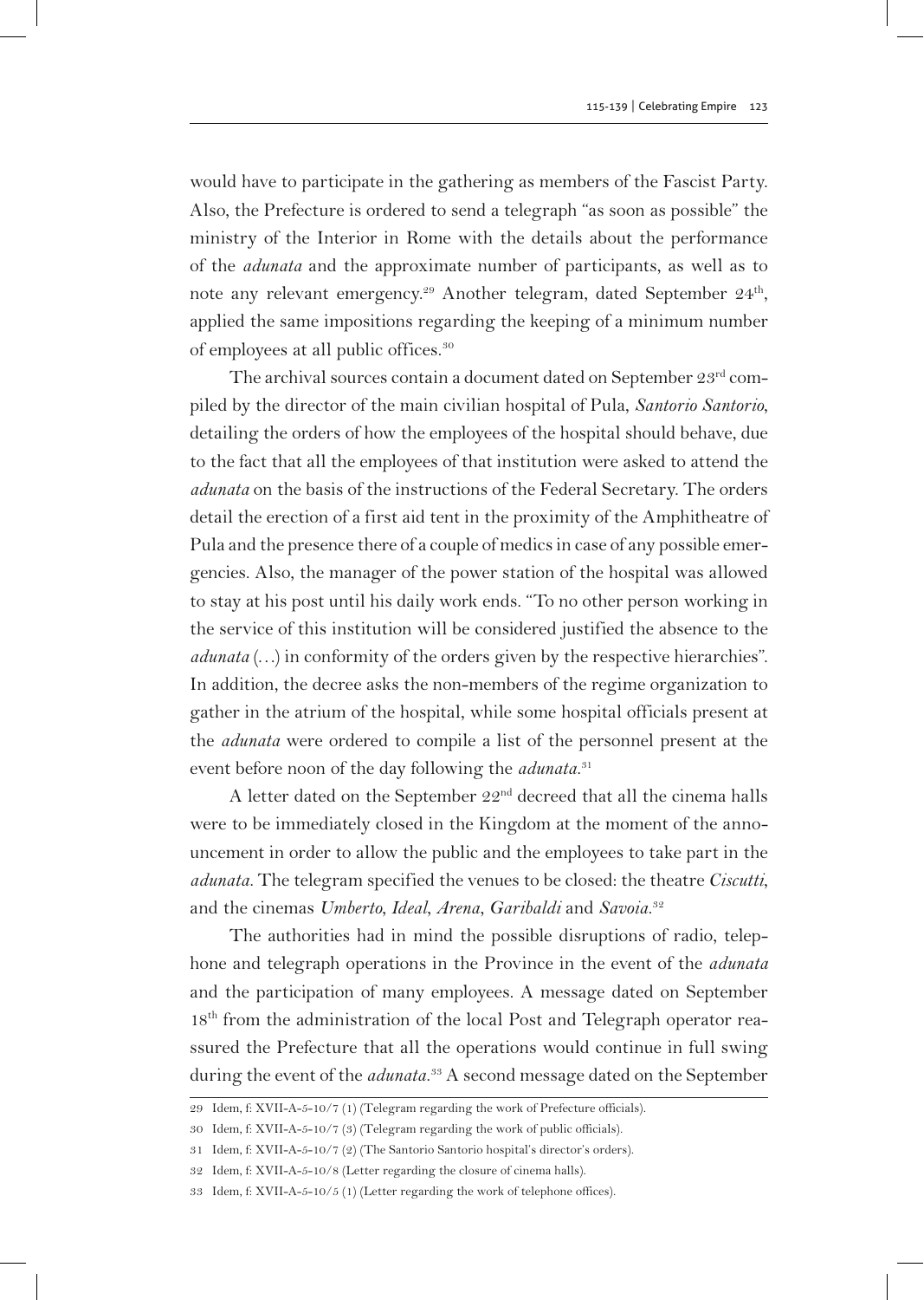would have to participate in the gathering as members of the Fascist Party. Also, the Prefecture is ordered to send a telegraph "as soon as possible" the ministry of the Interior in Rome with the details about the performance of the *adunata* and the approximate number of participants, as well as to note any relevant emergency.[29] Another telegram, dated September 24th, applied the same impositions regarding the keeping of a minimum number of employees at all public offices.[30]

The archival sources contain a document dated on September 23rd compiled by the director of the main civilian hospital of Pula, *Santorio Santorio*, detailing the orders of how the employees of the hospital should behave, due to the fact that all the employees of that institution were asked to attend the *adunata* on the basis of the instructions of the Federal Secretary. The orders detail the erection of a first aid tent in the proximity of the Amphitheatre of Pula and the presence there of a couple of medics in case of any possible emergencies. Also, the manager of the power station of the hospital was allowed to stay at his post until his daily work ends. "To no other person working in the service of this institution will be considered justified the absence to the *adunata* (…) in conformity of the orders given by the respective hierarchies". In addition, the decree asks the non-members of the regime organization to gather in the atrium of the hospital, while some hospital officials present at the *adunata* were ordered to compile a list of the personnel present at the event before noon of the day following the *adunata*.[31]

A letter dated on the September 22nd decreed that all the cinema halls were to be immediately closed in the Kingdom at the moment of the announcement in order to allow the public and the employees to take part in the *adunata*. The telegram specified the venues to be closed: the theatre *Ciscutti*, and the cinemas *Umberto*, *Ideal*, *Arena*, *Garibaldi* and *Savoia*.[32]

The authorities had in mind the possible disruptions of radio, telephone and telegraph operations in the Province in the event of the *adunata* and the participation of many employees. A message dated on September 18th from the administration of the local Post and Telegraph operator reassured the Prefecture that all the operations would continue in full swing during the event of the *adunata*.[33] A second message dated on the September

---

29 Idem, f: XVII-A-5-10/7 (1) (Telegram regarding the work of Prefecture officials).

30 Idem, f: XVII-A-5-10/7 (3) (Telegram regarding the work of public officials).

31 Idem, f: XVII-A-5-10/7 (2) (The Santorio Santorio hospital's director's orders).

32 Idem, f: XVII-A-5-10/8 (Letter regarding the closure of cinema halls).

33 Idem, f: XVII-A-5-10/5 (1) (Letter regarding the work of telephone offices).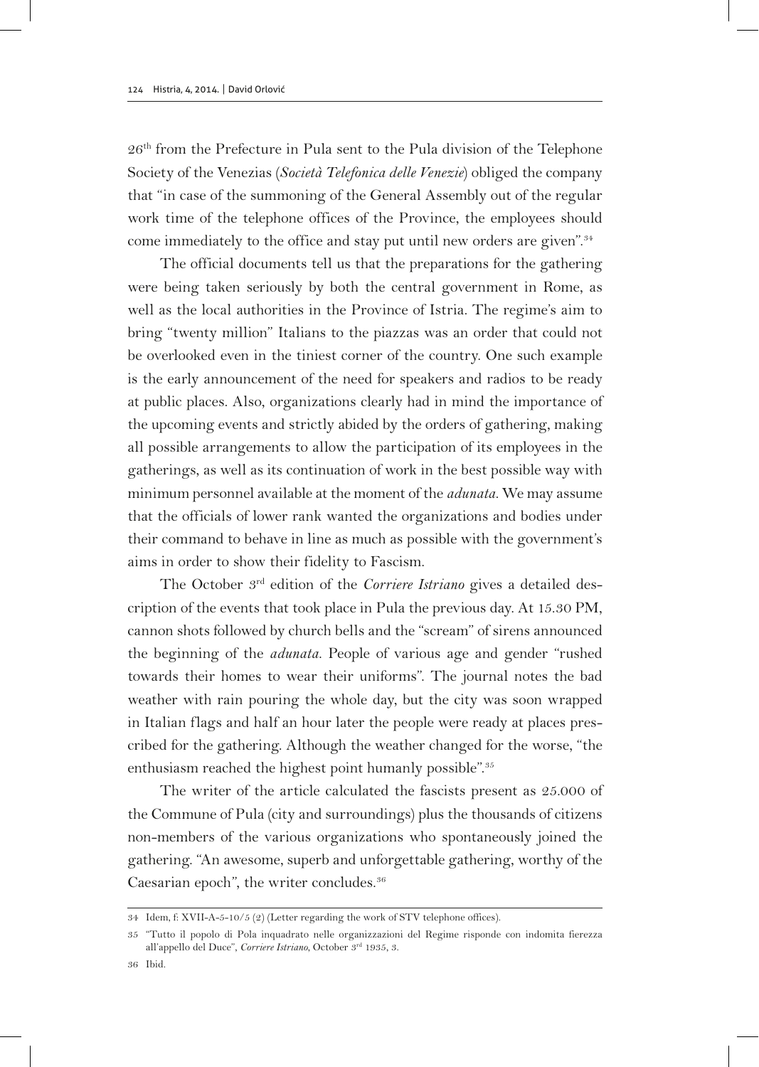26th from the Prefecture in Pula sent to the Pula division of the Telephone Society of the Venezias (*Società Telefonica delle Venezie*) obliged the company that "in case of the summoning of the General Assembly out of the regular work time of the telephone offices of the Province, the employees should come immediately to the office and stay put until new orders are given".[34]

The official documents tell us that the preparations for the gathering were being taken seriously by both the central government in Rome, as well as the local authorities in the Province of Istria. The regime's aim to bring "twenty million" Italians to the piazzas was an order that could not be overlooked even in the tiniest corner of the country. One such example is the early announcement of the need for speakers and radios to be ready at public places. Also, organizations clearly had in mind the importance of the upcoming events and strictly abided by the orders of gathering, making all possible arrangements to allow the participation of its employees in the gatherings, as well as its continuation of work in the best possible way with minimum personnel available at the moment of the *adunata*. We may assume that the officials of lower rank wanted the organizations and bodies under their command to behave in line as much as possible with the government's aims in order to show their fidelity to Fascism.

The October 3rd edition of the *Corriere Istriano* gives a detailed description of the events that took place in Pula the previous day. At 15.30 PM, cannon shots followed by church bells and the "scream" of sirens announced the beginning of the *adunata*. People of various age and gender "rushed towards their homes to wear their uniforms". The journal notes the bad weather with rain pouring the whole day, but the city was soon wrapped in Italian flags and half an hour later the people were ready at places prescribed for the gathering. Although the weather changed for the worse, "the enthusiasm reached the highest point humanly possible".[35]

The writer of the article calculated the fascists present as 25.000 of the Commune of Pula (city and surroundings) plus the thousands of citizens non-members of the various organizations who spontaneously joined the gathering. "An awesome, superb and unforgettable gathering, worthy of the Caesarian epoch", the writer concludes.[36]

---

34 Idem, f: XVII-A-5-10/5 (2) (Letter regarding the work of STV telephone offices).

35 "Tutto il popolo di Pola inquadrato nelle organizzazioni del Regime risponde con indomita fierezza all'appello del Duce", *Corriere Istriano*, October 3rd 1935, 3.

36 Ibid.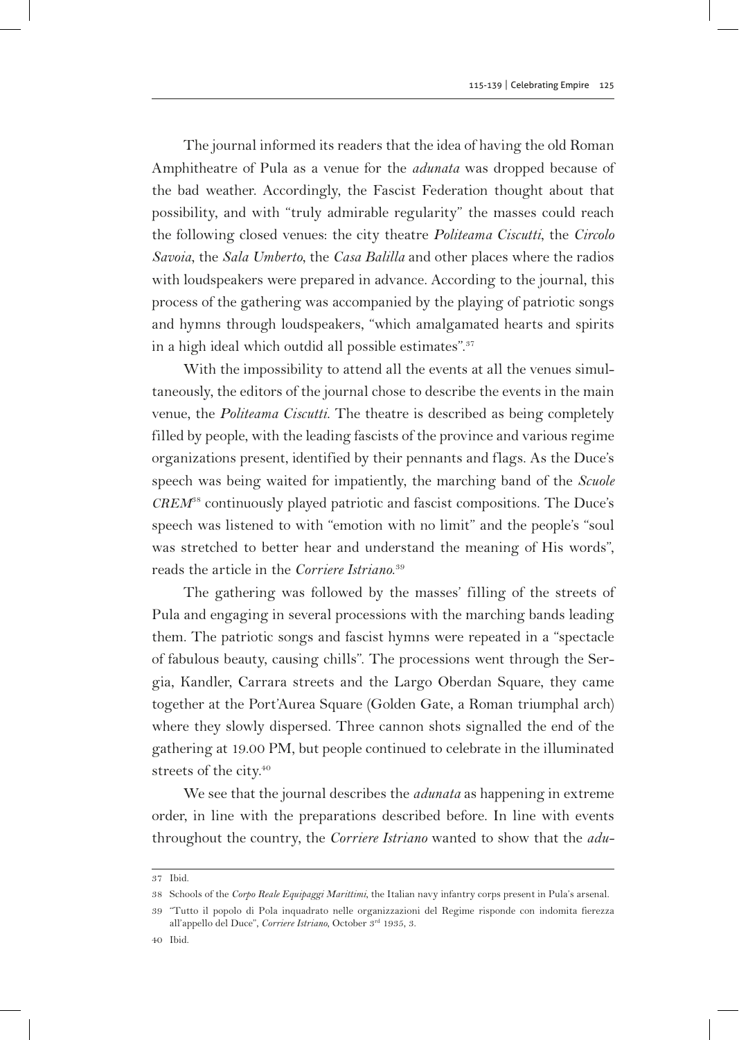The journal informed its readers that the idea of having the old Roman Amphitheatre of Pula as a venue for the *adunata* was dropped because of the bad weather. Accordingly, the Fascist Federation thought about that possibility, and with "truly admirable regularity" the masses could reach the following closed venues: the city theatre *Politeama Ciscutti*, the *Circolo Savoia*, the *Sala Umberto*, the *Casa Balilla* and other places where the radios with loudspeakers were prepared in advance. According to the journal, this process of the gathering was accompanied by the playing of patriotic songs and hymns through loudspeakers, "which amalgamated hearts and spirits in a high ideal which outdid all possible estimates".[37]

With the impossibility to attend all the events at all the venues simultaneously, the editors of the journal chose to describe the events in the main venue, the *Politeama Ciscutti*. The theatre is described as being completely filled by people, with the leading fascists of the province and various regime organizations present, identified by their pennants and flags. As the Duce's speech was being waited for impatiently, the marching band of the *Scuole CREM*[38] continuously played patriotic and fascist compositions. The Duce's speech was listened to with "emotion with no limit" and the people's "soul was stretched to better hear and understand the meaning of His words", reads the article in the *Corriere Istriano*.[39]

The gathering was followed by the masses' filling of the streets of Pula and engaging in several processions with the marching bands leading them. The patriotic songs and fascist hymns were repeated in a "spectacle of fabulous beauty, causing chills". The processions went through the Sergia, Kandler, Carrara streets and the Largo Oberdan Square, they came together at the Port'Aurea Square (Golden Gate, a Roman triumphal arch) where they slowly dispersed. Three cannon shots signalled the end of the gathering at 19.00 PM, but people continued to celebrate in the illuminated streets of the city.[40]

We see that the journal describes the *adunata* as happening in extreme order, in line with the preparations described before. In line with events throughout the country, the *Corriere Istriano* wanted to show that the *adu-*

---

37 Ibid.

38 Schools of the *Corpo Reale Equipaggi Marittimi*, the Italian navy infantry corps present in Pula's arsenal.

39 "Tutto il popolo di Pola inquadrato nelle organizzazioni del Regime risponde con indomita fierezza all'appello del Duce", *Corriere Istriano*, October 3rd 1935, 3.

40 Ibid.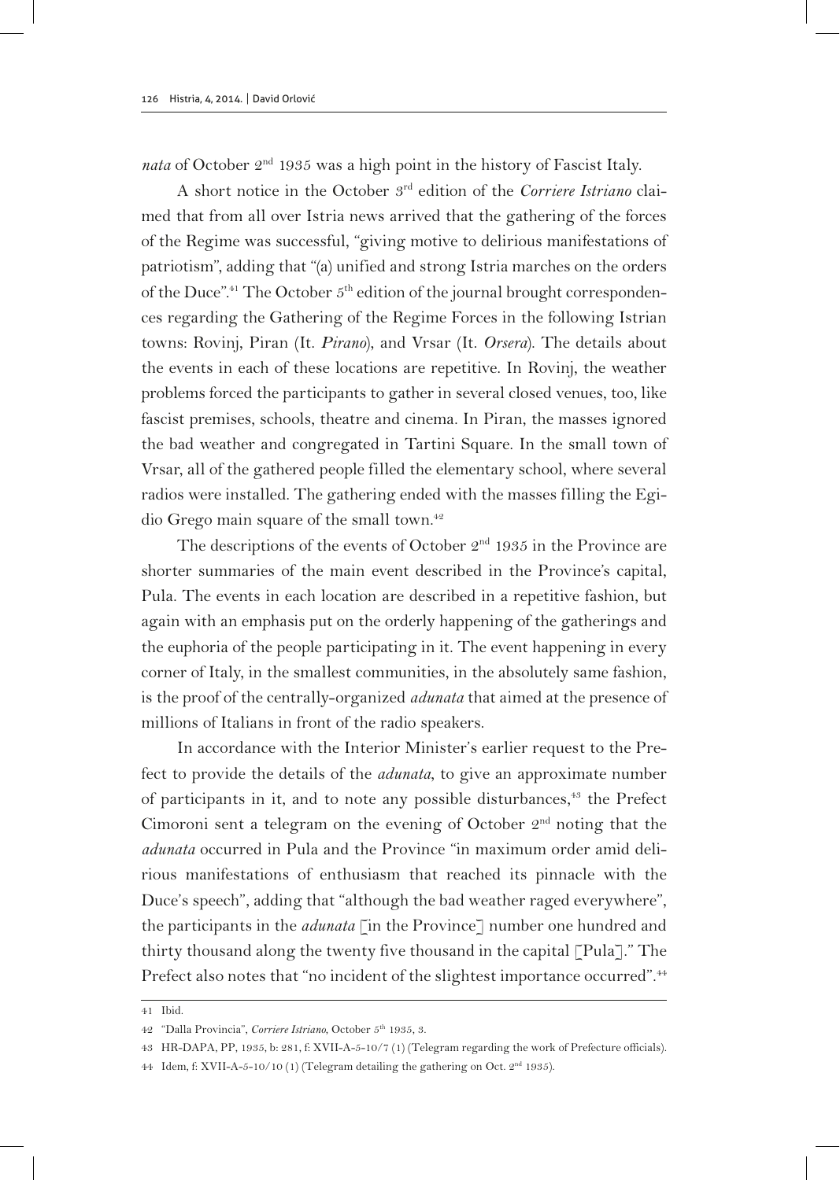*nata* of October 2nd 1935 was a high point in the history of Fascist Italy.

A short notice in the October 3rd edition of the *Corriere Istriano* claimed that from all over Istria news arrived that the gathering of the forces of the Regime was successful, "giving motive to delirious manifestations of patriotism", adding that "(a) unified and strong Istria marches on the orders of the Duce".[41] The October 5th edition of the journal brought correspondences regarding the Gathering of the Regime Forces in the following Istrian towns: Rovinj, Piran (It. *Pirano*), and Vrsar (It. *Orsera*). The details about the events in each of these locations are repetitive. In Rovinj, the weather problems forced the participants to gather in several closed venues, too, like fascist premises, schools, theatre and cinema. In Piran, the masses ignored the bad weather and congregated in Tartini Square. In the small town of Vrsar, all of the gathered people filled the elementary school, where several radios were installed. The gathering ended with the masses filling the Egidio Grego main square of the small town.[42]

The descriptions of the events of October 2nd 1935 in the Province are shorter summaries of the main event described in the Province's capital, Pula. The events in each location are described in a repetitive fashion, but again with an emphasis put on the orderly happening of the gatherings and the euphoria of the people participating in it. The event happening in every corner of Italy, in the smallest communities, in the absolutely same fashion, is the proof of the centrally-organized *adunata* that aimed at the presence of millions of Italians in front of the radio speakers.

In accordance with the Interior Minister's earlier request to the Prefect to provide the details of the *adunata*, to give an approximate number of participants in it, and to note any possible disturbances,[43] the Prefect Cimoroni sent a telegram on the evening of October 2nd noting that the *adunata* occurred in Pula and the Province "in maximum order amid delirious manifestations of enthusiasm that reached its pinnacle with the Duce's speech", adding that "although the bad weather raged everywhere", the participants in the *adunata* [in the Province] number one hundred and thirty thousand along the twenty five thousand in the capital [Pula]." The Prefect also notes that "no incident of the slightest importance occurred".[44]

---

41 Ibid.

42 "Dalla Provincia", *Corriere Istriano*, October 5th 1935, 3.

43 HR-DAPA, PP, 1935, b: 281, f: XVII-A-5-10/7 (1) (Telegram regarding the work of Prefecture officials).

44 Idem, f: XVII-A-5-10/10 (1) (Telegram detailing the gathering on Oct. 2nd 1935).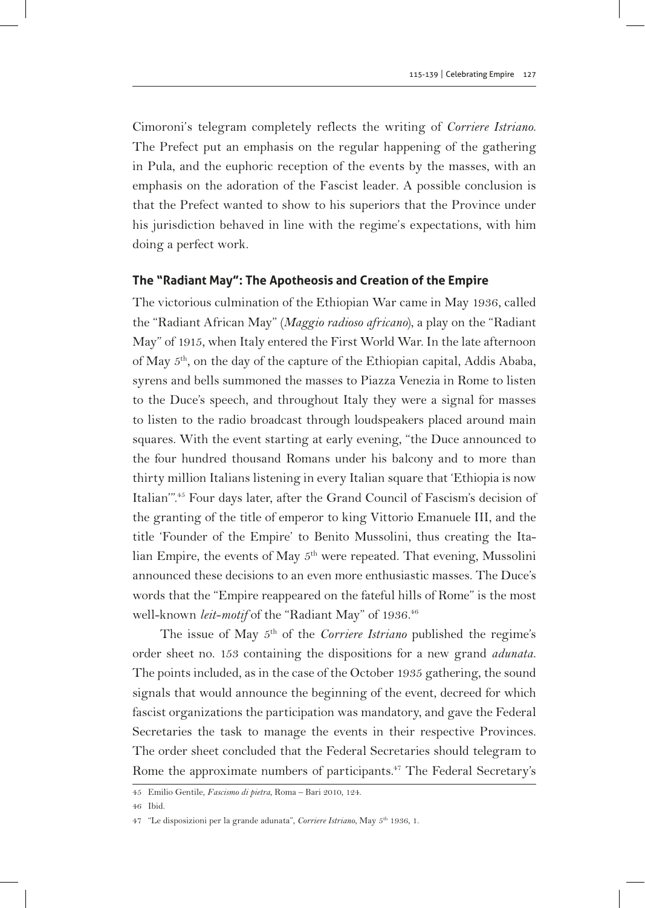Cimoroni's telegram completely reflects the writing of *Corriere Istriano*. The Prefect put an emphasis on the regular happening of the gathering in Pula, and the euphoric reception of the events by the masses, with an emphasis on the adoration of the Fascist leader. A possible conclusion is that the Prefect wanted to show to his superiors that the Province under his jurisdiction behaved in line with the regime's expectations, with him doing a perfect work.

## The "Radiant May": The Apotheosis and Creation of the Empire

The victorious culmination of the Ethiopian War came in May 1936, called the "Radiant African May" (*Maggio radioso africano*), a play on the "Radiant May" of 1915, when Italy entered the First World War. In the late afternoon of May 5th, on the day of the capture of the Ethiopian capital, Addis Ababa, syrens and bells summoned the masses to Piazza Venezia in Rome to listen to the Duce's speech, and throughout Italy they were a signal for masses to listen to the radio broadcast through loudspeakers placed around main squares. With the event starting at early evening, "the Duce announced to the four hundred thousand Romans under his balcony and to more than thirty million Italians listening in every Italian square that 'Ethiopia is now Italian'".[45] Four days later, after the Grand Council of Fascism's decision of the granting of the title of emperor to king Vittorio Emanuele III, and the title 'Founder of the Empire' to Benito Mussolini, thus creating the Italian Empire, the events of May 5th were repeated. That evening, Mussolini announced these decisions to an even more enthusiastic masses. The Duce's words that the "Empire reappeared on the fateful hills of Rome" is the most well-known *leit-motif* of the "Radiant May" of 1936.[46]

The issue of May 5th of the *Corriere Istriano* published the regime's order sheet no. 153 containing the dispositions for a new grand *adunata*. The points included, as in the case of the October 1935 gathering, the sound signals that would announce the beginning of the event, decreed for which fascist organizations the participation was mandatory, and gave the Federal Secretaries the task to manage the events in their respective Provinces. The order sheet concluded that the Federal Secretaries should telegram to Rome the approximate numbers of participants.[47] The Federal Secretary's

45 Emilio Gentile, *Fascismo di pietra*, Roma – Bari 2010, 124.

46 Ibid.

47 "Le disposizioni per la grande adunata", *Corriere Istriano*, May 5th 1936, 1.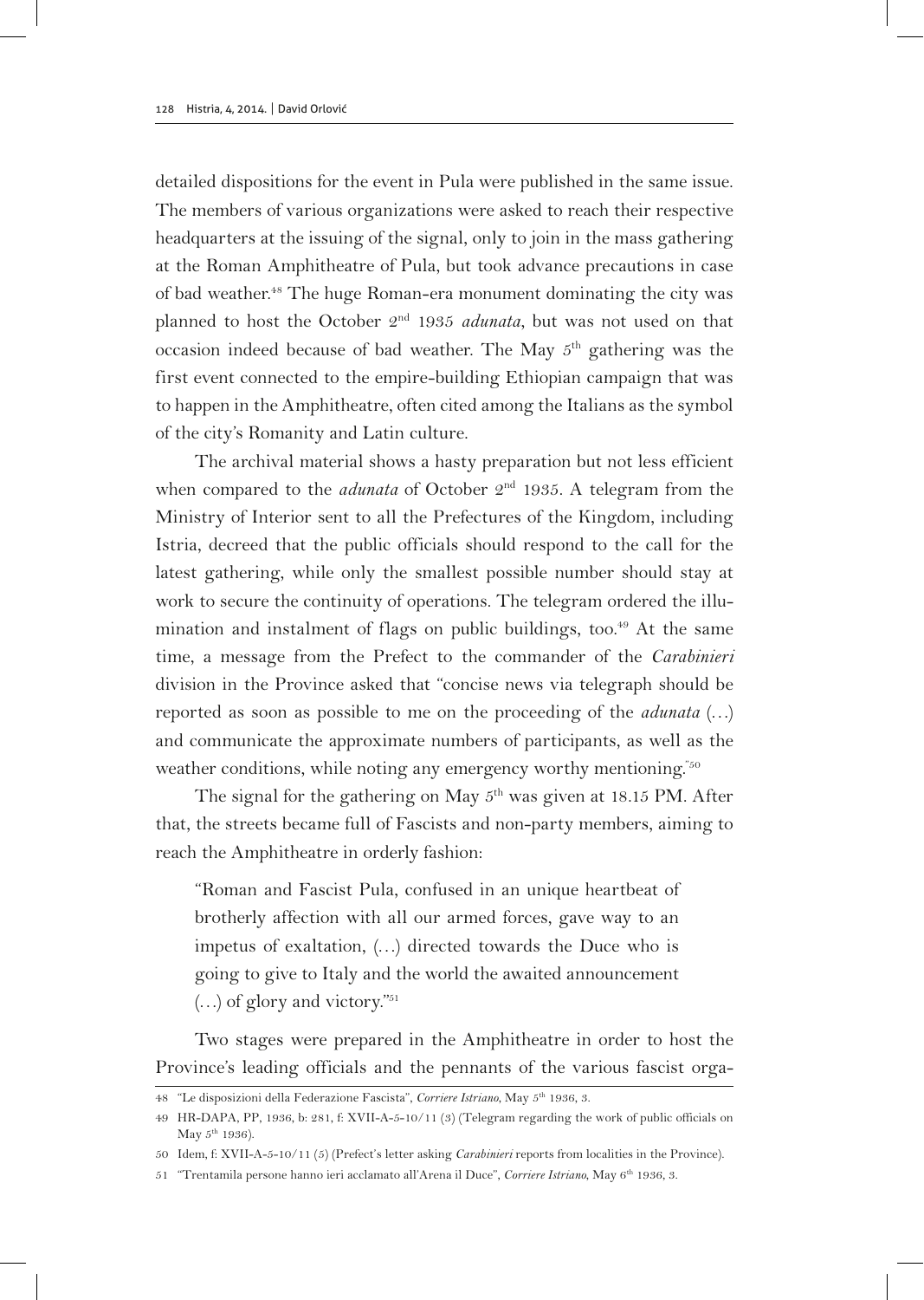detailed dispositions for the event in Pula were published in the same issue. The members of various organizations were asked to reach their respective headquarters at the issuing of the signal, only to join in the mass gathering at the Roman Amphitheatre of Pula, but took advance precautions in case of bad weather.[48] The huge Roman-era monument dominating the city was planned to host the October 2nd 1935 *adunata*, but was not used on that occasion indeed because of bad weather. The May 5th gathering was the first event connected to the empire-building Ethiopian campaign that was to happen in the Amphitheatre, often cited among the Italians as the symbol of the city's Romanity and Latin culture.

The archival material shows a hasty preparation but not less efficient when compared to the *adunata* of October 2nd 1935. A telegram from the Ministry of Interior sent to all the Prefectures of the Kingdom, including Istria, decreed that the public officials should respond to the call for the latest gathering, while only the smallest possible number should stay at work to secure the continuity of operations. The telegram ordered the illumination and instalment of flags on public buildings, too.[49] At the same time, a message from the Prefect to the commander of the *Carabinieri* division in the Province asked that "concise news via telegraph should be reported as soon as possible to me on the proceeding of the *adunata* (…) and communicate the approximate numbers of participants, as well as the weather conditions, while noting any emergency worthy mentioning."[50]

The signal for the gathering on May 5th was given at 18.15 PM. After that, the streets became full of Fascists and non-party members, aiming to reach the Amphitheatre in orderly fashion:

> "Roman and Fascist Pula, confused in an unique heartbeat of brotherly affection with all our armed forces, gave way to an impetus of exaltation, (…) directed towards the Duce who is going to give to Italy and the world the awaited announcement (…) of glory and victory."[51]

Two stages were prepared in the Amphitheatre in order to host the Province's leading officials and the pennants of the various fascist orga-

---

48 "Le disposizioni della Federazione Fascista", *Corriere Istriano*, May 5th 1936, 3.

49 HR-DAPA, PP, 1936, b: 281, f: XVII-A-5-10/11 (3) (Telegram regarding the work of public officials on May 5th 1936).

50 Idem, f: XVII-A-5-10/11 (5) (Prefect's letter asking *Carabinieri* reports from localities in the Province).

51 "Trentamila persone hanno ieri acclamato all'Arena il Duce", *Corriere Istriano*, May 6th 1936, 3.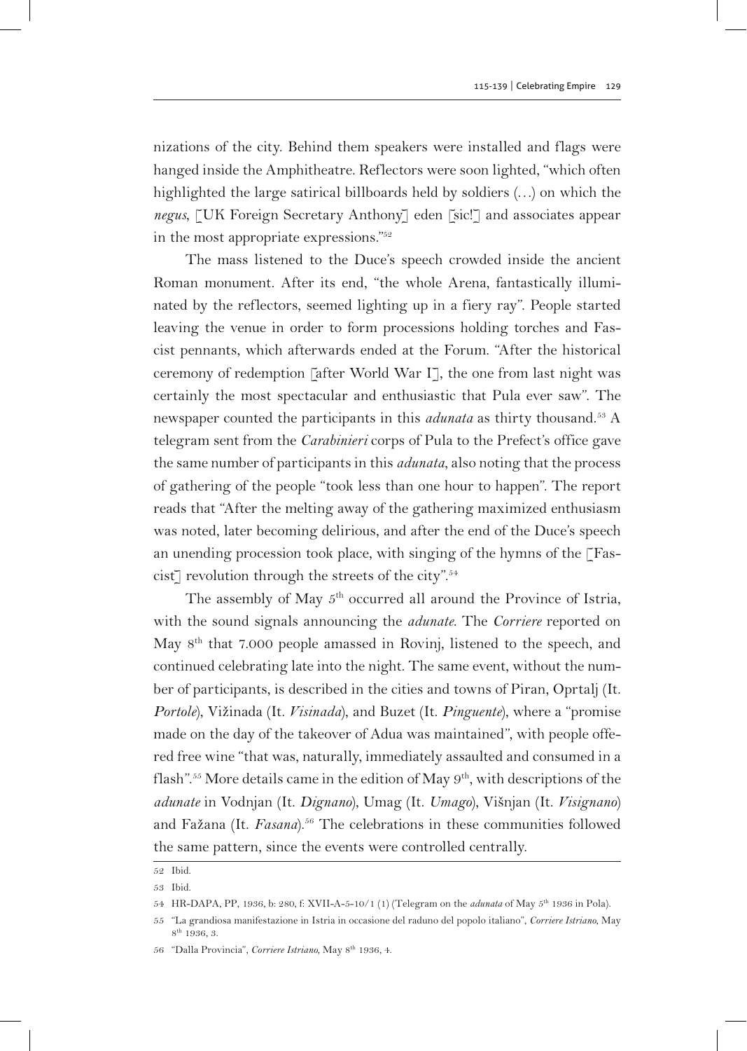nizations of the city. Behind them speakers were installed and flags were hanged inside the Amphitheatre. Reflectors were soon lighted, "which often highlighted the large satirical billboards held by soldiers (…) on which the *negus*, [UK Foreign Secretary Anthony] eden [sic!] and associates appear in the most appropriate expressions."[52]

The mass listened to the Duce's speech crowded inside the ancient Roman monument. After its end, "the whole Arena, fantastically illuminated by the reflectors, seemed lighting up in a fiery ray". People started leaving the venue in order to form processions holding torches and Fascist pennants, which afterwards ended at the Forum. "After the historical ceremony of redemption [after World War I], the one from last night was certainly the most spectacular and enthusiastic that Pula ever saw". The newspaper counted the participants in this *adunata* as thirty thousand.[53] A telegram sent from the *Carabinieri* corps of Pula to the Prefect's office gave the same number of participants in this *adunata*, also noting that the process of gathering of the people "took less than one hour to happen". The report reads that "After the melting away of the gathering maximized enthusiasm was noted, later becoming delirious, and after the end of the Duce's speech an unending procession took place, with singing of the hymns of the [Fascist] revolution through the streets of the city".[54]

The assembly of May 5th occurred all around the Province of Istria, with the sound signals announcing the *adunate*. The *Corriere* reported on May 8th that 7.000 people amassed in Rovinj, listened to the speech, and continued celebrating late into the night. The same event, without the number of participants, is described in the cities and towns of Piran, Oprtalj (It. *Portole*), Vižinada (It. *Visinada*), and Buzet (It. *Pinguente*), where a "promise made on the day of the takeover of Adua was maintained", with people offered free wine "that was, naturally, immediately assaulted and consumed in a flash".[55] More details came in the edition of May 9th, with descriptions of the *adunate* in Vodnjan (It. *Dignano*), Umag (It. *Umago*), Višnjan (It. *Visignano*) and Fažana (It. *Fasana*).[56] The celebrations in these communities followed the same pattern, since the events were controlled centrally.

52 Ibid.

53 Ibid.

54 HR-DAPA, PP, 1936, b: 280, f: XVII-A-5-10/1 (1) (Telegram on the *adunata* of May 5th 1936 in Pola).

55 "La grandiosa manifestazione in Istria in occasione del raduno del popolo italiano", *Corriere Istriano*, May 8th 1936, 3.

56 "Dalla Provincia", *Corriere Istriano*, May 8th 1936, 4.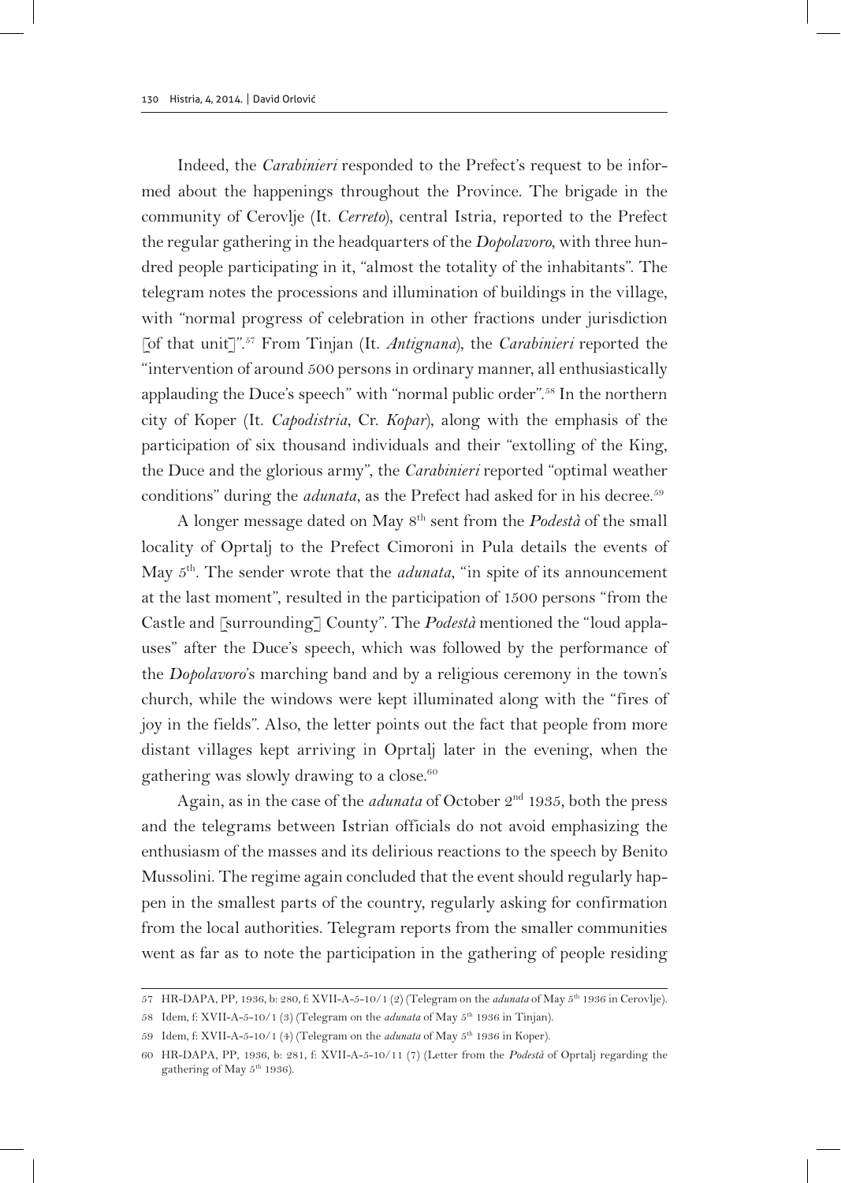Indeed, the *Carabinieri* responded to the Prefect's request to be informed about the happenings throughout the Province. The brigade in the community of Cerovlje (It. *Cerreto*), central Istria, reported to the Prefect the regular gathering in the headquarters of the *Dopolavoro*, with three hundred people participating in it, "almost the totality of the inhabitants". The telegram notes the processions and illumination of buildings in the village, with "normal progress of celebration in other fractions under jurisdiction [of that unit]".[57] From Tinjan (It. *Antignana*), the *Carabinieri* reported the "intervention of around 500 persons in ordinary manner, all enthusiastically applauding the Duce's speech" with "normal public order".[58] In the northern city of Koper (It. *Capodistria*, Cr. *Kopar*), along with the emphasis of the participation of six thousand individuals and their "extolling of the King, the Duce and the glorious army", the *Carabinieri* reported "optimal weather conditions" during the *adunata*, as the Prefect had asked for in his decree.[59]

A longer message dated on May 8th sent from the *Podestà* of the small locality of Oprtalj to the Prefect Cimoroni in Pula details the events of May 5th. The sender wrote that the *adunata*, "in spite of its announcement at the last moment", resulted in the participation of 1500 persons "from the Castle and [surrounding] County". The *Podestà* mentioned the "loud applauses" after the Duce's speech, which was followed by the performance of the *Dopolavoro*'s marching band and by a religious ceremony in the town's church, while the windows were kept illuminated along with the "fires of joy in the fields". Also, the letter points out the fact that people from more distant villages kept arriving in Oprtalj later in the evening, when the gathering was slowly drawing to a close.[60]

Again, as in the case of the *adunata* of October 2nd 1935, both the press and the telegrams between Istrian officials do not avoid emphasizing the enthusiasm of the masses and its delirious reactions to the speech by Benito Mussolini. The regime again concluded that the event should regularly happen in the smallest parts of the country, regularly asking for confirmation from the local authorities. Telegram reports from the smaller communities went as far as to note the participation in the gathering of people residing

---

57 HR-DAPA, PP, 1936, b: 280, f: XVII-A-5-10/1 (2) (Telegram on the *adunata* of May 5th 1936 in Cerovlje).

58 Idem, f: XVII-A-5-10/1 (3) (Telegram on the *adunata* of May 5th 1936 in Tinjan).

59 Idem, f: XVII-A-5-10/1 (4) (Telegram on the *adunata* of May 5th 1936 in Koper).

60 HR-DAPA, PP, 1936, b: 281, f: XVII-A-5-10/11 (7) (Letter from the *Podestà* of Oprtalj regarding the gathering of May 5th 1936).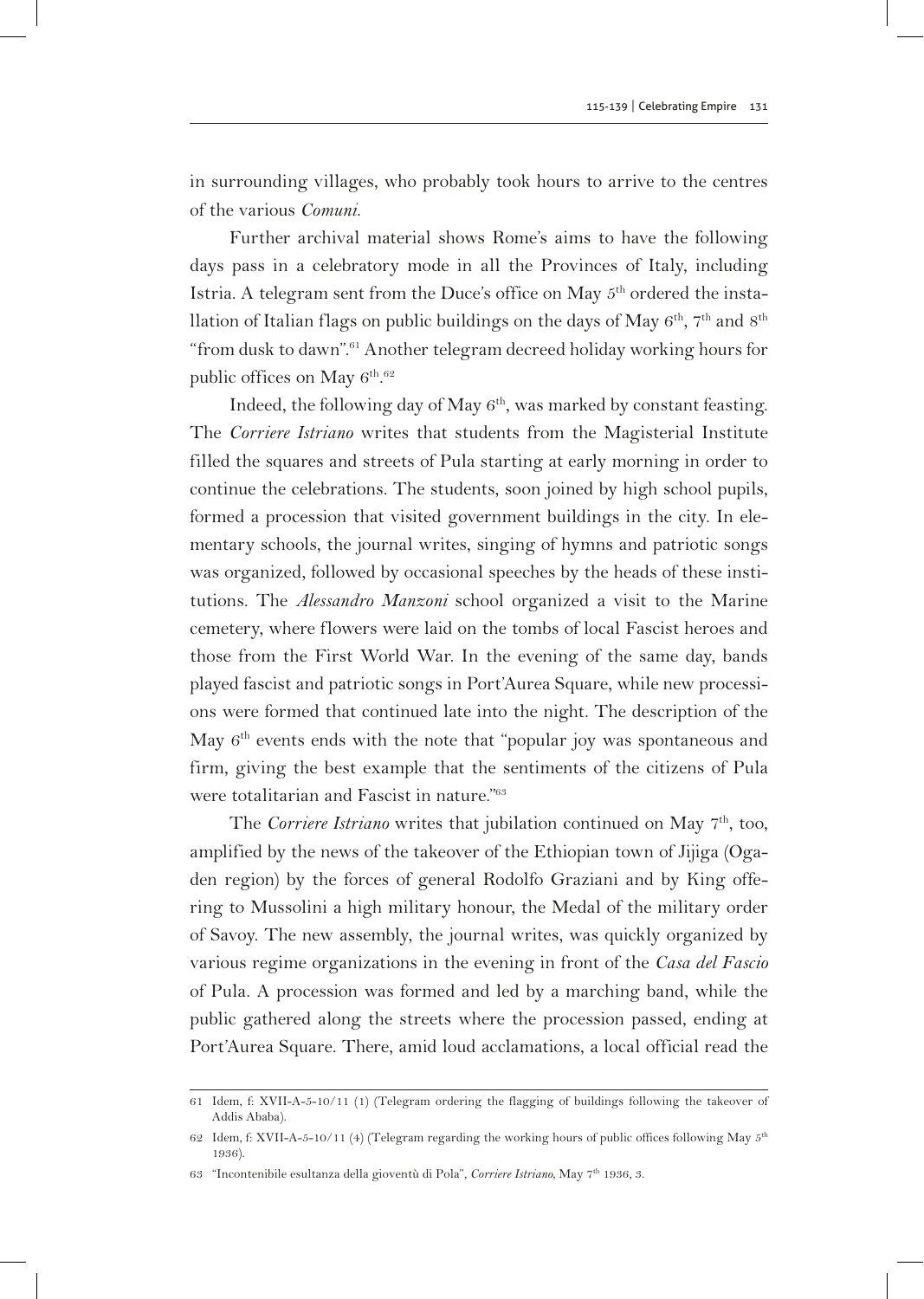in surrounding villages, who probably took hours to arrive to the centres of the various *Comuni*.

Further archival material shows Rome's aims to have the following days pass in a celebratory mode in all the Provinces of Italy, including Istria. A telegram sent from the Duce's office on May 5th ordered the installation of Italian flags on public buildings on the days of May 6th, 7th and 8th "from dusk to dawn".[61] Another telegram decreed holiday working hours for public offices on May 6th.[62]

Indeed, the following day of May 6th, was marked by constant feasting. The *Corriere Istriano* writes that students from the Magisterial Institute filled the squares and streets of Pula starting at early morning in order to continue the celebrations. The students, soon joined by high school pupils, formed a procession that visited government buildings in the city. In elementary schools, the journal writes, singing of hymns and patriotic songs was organized, followed by occasional speeches by the heads of these institutions. The *Alessandro Manzoni* school organized a visit to the Marine cemetery, where flowers were laid on the tombs of local Fascist heroes and those from the First World War. In the evening of the same day, bands played fascist and patriotic songs in Port'Aurea Square, while new processions were formed that continued late into the night. The description of the May 6th events ends with the note that "popular joy was spontaneous and firm, giving the best example that the sentiments of the citizens of Pula were totalitarian and Fascist in nature."[63]

The *Corriere Istriano* writes that jubilation continued on May 7th, too, amplified by the news of the takeover of the Ethiopian town of Jijiga (Ogaden region) by the forces of general Rodolfo Graziani and by King offering to Mussolini a high military honour, the Medal of the military order of Savoy. The new assembly, the journal writes, was quickly organized by various regime organizations in the evening in front of the *Casa del Fascio* of Pula. A procession was formed and led by a marching band, while the public gathered along the streets where the procession passed, ending at Port'Aurea Square. There, amid loud acclamations, a local official read the

---

61 Idem, f: XVII-A-5-10/11 (1) (Telegram ordering the flagging of buildings following the takeover of Addis Ababa).

62 Idem, f: XVII-A-5-10/11 (4) (Telegram regarding the working hours of public offices following May 5th 1936).

63 "Incontenibile esultanza della gioventù di Pola", *Corriere Istriano*, May 7th 1936, 3.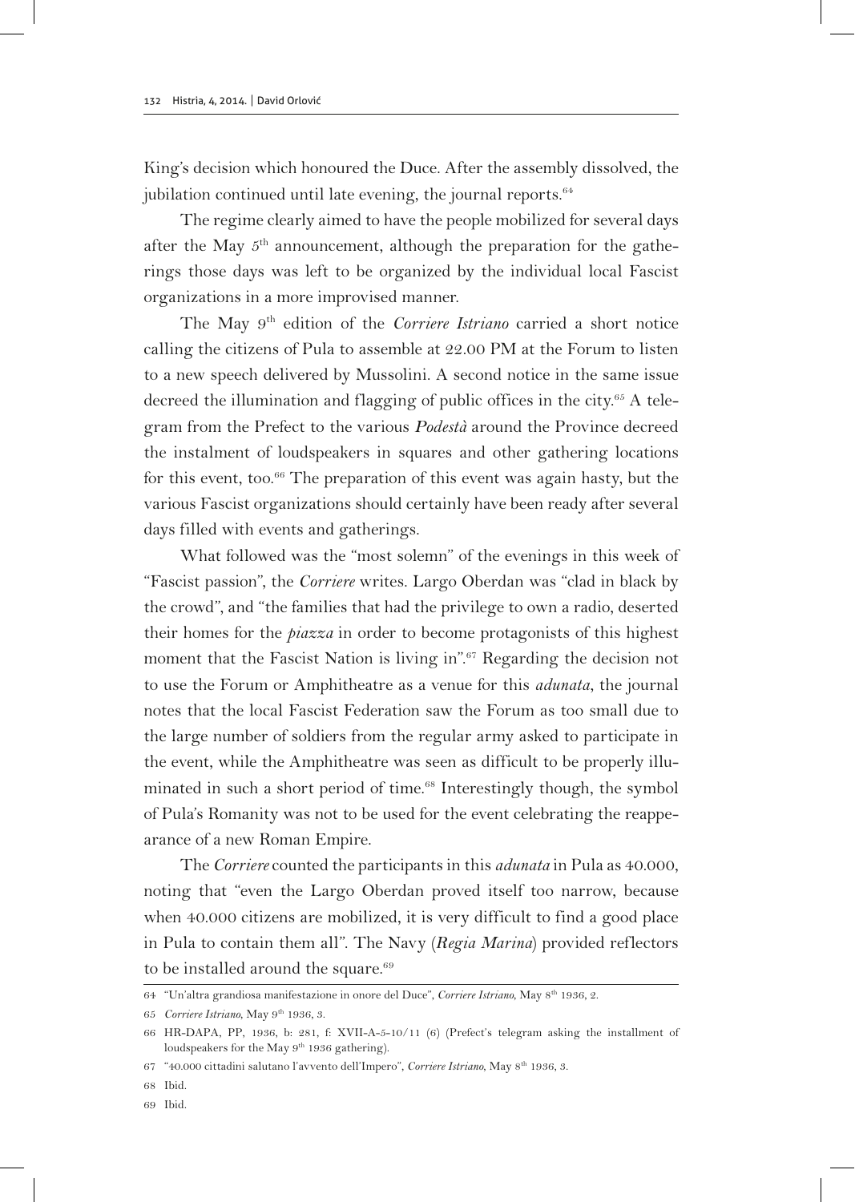King's decision which honoured the Duce. After the assembly dissolved, the jubilation continued until late evening, the journal reports.[64]

The regime clearly aimed to have the people mobilized for several days after the May 5th announcement, although the preparation for the gatherings those days was left to be organized by the individual local Fascist organizations in a more improvised manner.

The May 9th edition of the *Corriere Istriano* carried a short notice calling the citizens of Pula to assemble at 22.00 PM at the Forum to listen to a new speech delivered by Mussolini. A second notice in the same issue decreed the illumination and flagging of public offices in the city.[65] A telegram from the Prefect to the various *Podestà* around the Province decreed the instalment of loudspeakers in squares and other gathering locations for this event, too.[66] The preparation of this event was again hasty, but the various Fascist organizations should certainly have been ready after several days filled with events and gatherings.

What followed was the "most solemn" of the evenings in this week of "Fascist passion", the *Corriere* writes. Largo Oberdan was "clad in black by the crowd", and "the families that had the privilege to own a radio, deserted their homes for the *piazza* in order to become protagonists of this highest moment that the Fascist Nation is living in".[67] Regarding the decision not to use the Forum or Amphitheatre as a venue for this *adunata*, the journal notes that the local Fascist Federation saw the Forum as too small due to the large number of soldiers from the regular army asked to participate in the event, while the Amphitheatre was seen as difficult to be properly illuminated in such a short period of time.[68] Interestingly though, the symbol of Pula's Romanity was not to be used for the event celebrating the reappearance of a new Roman Empire.

The *Corriere* counted the participants in this *adunata* in Pula as 40.000, noting that "even the Largo Oberdan proved itself too narrow, because when 40.000 citizens are mobilized, it is very difficult to find a good place in Pula to contain them all". The Navy (*Regia Marina*) provided reflectors to be installed around the square.[69]

---

64 "Un'altra grandiosa manifestazione in onore del Duce", *Corriere Istriano*, May 8th 1936, 2.

65 *Corriere Istriano*, May 9th 1936, 3.

66 HR-DAPA, PP, 1936, b: 281, f: XVII-A-5-10/11 (6) (Prefect's telegram asking the installment of loudspeakers for the May 9th 1936 gathering).

67 "40.000 cittadini salutano l'avvento dell'Impero", *Corriere Istriano*, May 8th 1936, 3.

68 Ibid.

69 Ibid.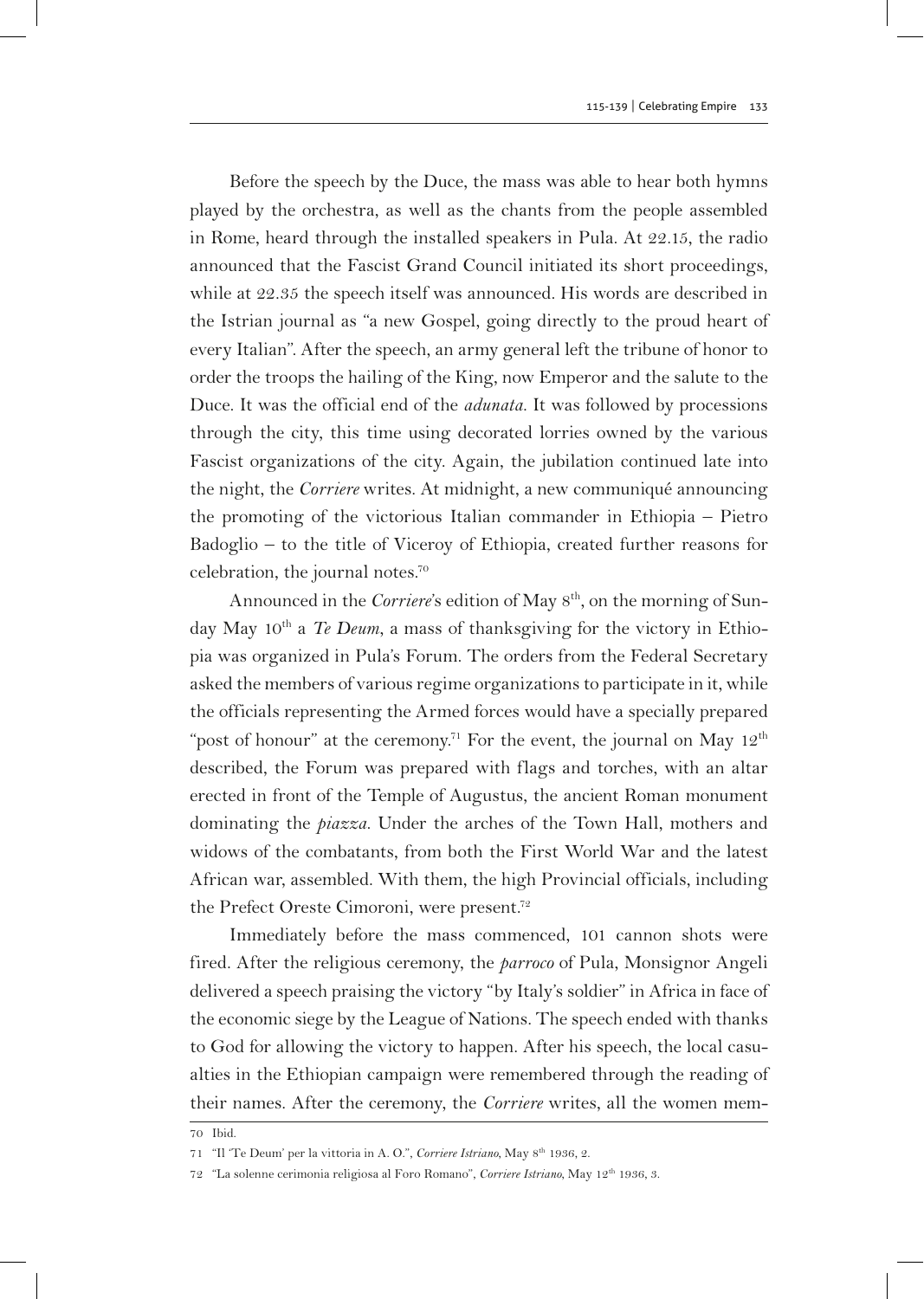Before the speech by the Duce, the mass was able to hear both hymns played by the orchestra, as well as the chants from the people assembled in Rome, heard through the installed speakers in Pula. At 22.15, the radio announced that the Fascist Grand Council initiated its short proceedings, while at 22.35 the speech itself was announced. His words are described in the Istrian journal as "a new Gospel, going directly to the proud heart of every Italian". After the speech, an army general left the tribune of honor to order the troops the hailing of the King, now Emperor and the salute to the Duce. It was the official end of the *adunata*. It was followed by processions through the city, this time using decorated lorries owned by the various Fascist organizations of the city. Again, the jubilation continued late into the night, the *Corriere* writes. At midnight, a new communiqué announcing the promoting of the victorious Italian commander in Ethiopia – Pietro Badoglio – to the title of Viceroy of Ethiopia, created further reasons for celebration, the journal notes.[70]

Announced in the *Corriere*'s edition of May 8th, on the morning of Sunday May 10th a *Te Deum*, a mass of thanksgiving for the victory in Ethiopia was organized in Pula's Forum. The orders from the Federal Secretary asked the members of various regime organizations to participate in it, while the officials representing the Armed forces would have a specially prepared "post of honour" at the ceremony.[71] For the event, the journal on May 12th described, the Forum was prepared with flags and torches, with an altar erected in front of the Temple of Augustus, the ancient Roman monument dominating the *piazza*. Under the arches of the Town Hall, mothers and widows of the combatants, from both the First World War and the latest African war, assembled. With them, the high Provincial officials, including the Prefect Oreste Cimoroni, were present.[72]

Immediately before the mass commenced, 101 cannon shots were fired. After the religious ceremony, the *parroco* of Pula, Monsignor Angeli delivered a speech praising the victory "by Italy's soldier" in Africa in face of the economic siege by the League of Nations. The speech ended with thanks to God for allowing the victory to happen. After his speech, the local casualties in the Ethiopian campaign were remembered through the reading of their names. After the ceremony, the *Corriere* writes, all the women mem-

70 Ibid.

71 "Il 'Te Deum' per la vittoria in A. O.", *Corriere Istriano*, May 8th 1936, 2.

72 "La solenne cerimonia religiosa al Foro Romano", *Corriere Istriano*, May 12th 1936, 3.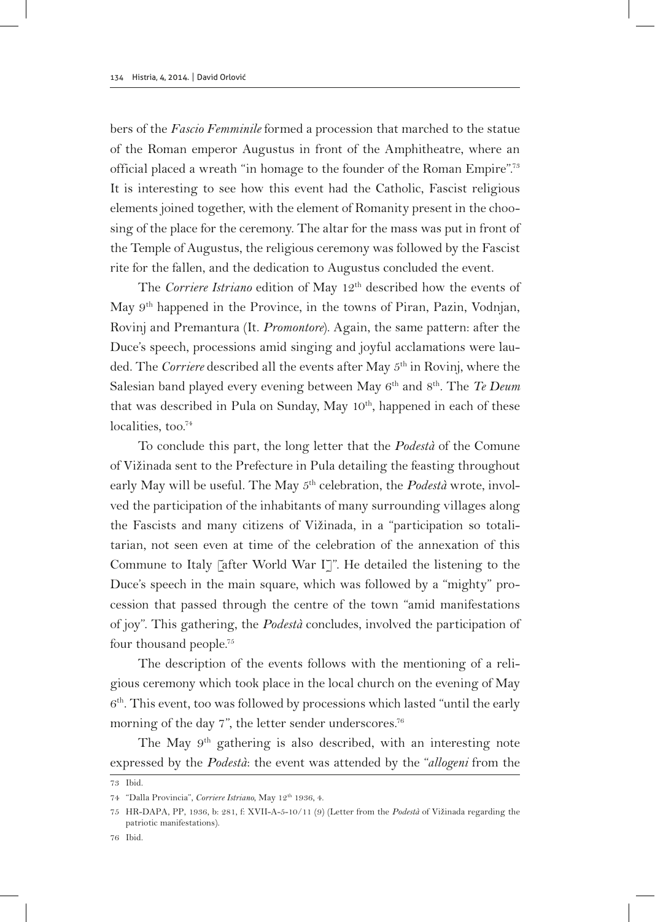bers of the *Fascio Femminile* formed a procession that marched to the statue of the Roman emperor Augustus in front of the Amphitheatre, where an official placed a wreath "in homage to the founder of the Roman Empire".[73] It is interesting to see how this event had the Catholic, Fascist religious elements joined together, with the element of Romanity present in the choosing of the place for the ceremony. The altar for the mass was put in front of the Temple of Augustus, the religious ceremony was followed by the Fascist rite for the fallen, and the dedication to Augustus concluded the event.

The *Corriere Istriano* edition of May 12th described how the events of May 9th happened in the Province, in the towns of Piran, Pazin, Vodnjan, Rovinj and Premantura (It. *Promontore*). Again, the same pattern: after the Duce's speech, processions amid singing and joyful acclamations were lauded. The *Corriere* described all the events after May 5th in Rovinj, where the Salesian band played every evening between May 6th and 8th. The *Te Deum* that was described in Pula on Sunday, May 10th, happened in each of these localities, too.[74]

To conclude this part, the long letter that the *Podestà* of the Comune of Vižinada sent to the Prefecture in Pula detailing the feasting throughout early May will be useful. The May 5th celebration, the *Podestà* wrote, involved the participation of the inhabitants of many surrounding villages along the Fascists and many citizens of Vižinada, in a "participation so totalitarian, not seen even at time of the celebration of the annexation of this Commune to Italy [after World War I]". He detailed the listening to the Duce's speech in the main square, which was followed by a "mighty" procession that passed through the centre of the town "amid manifestations of joy". This gathering, the *Podestà* concludes, involved the participation of four thousand people.[75]

The description of the events follows with the mentioning of a religious ceremony which took place in the local church on the evening of May 6th. This event, too was followed by processions which lasted "until the early morning of the day 7", the letter sender underscores.[76]

The May 9th gathering is also described, with an interesting note expressed by the *Podestà*: the event was attended by the "*allogeni* from the

---

73 Ibid.

74 "Dalla Provincia", *Corriere Istriano*, May 12th 1936, 4.

75 HR-DAPA, PP, 1936, b: 281, f: XVII-A-5-10/11 (9) (Letter from the *Podestà* of Vižinada regarding the patriotic manifestations).

76 Ibid.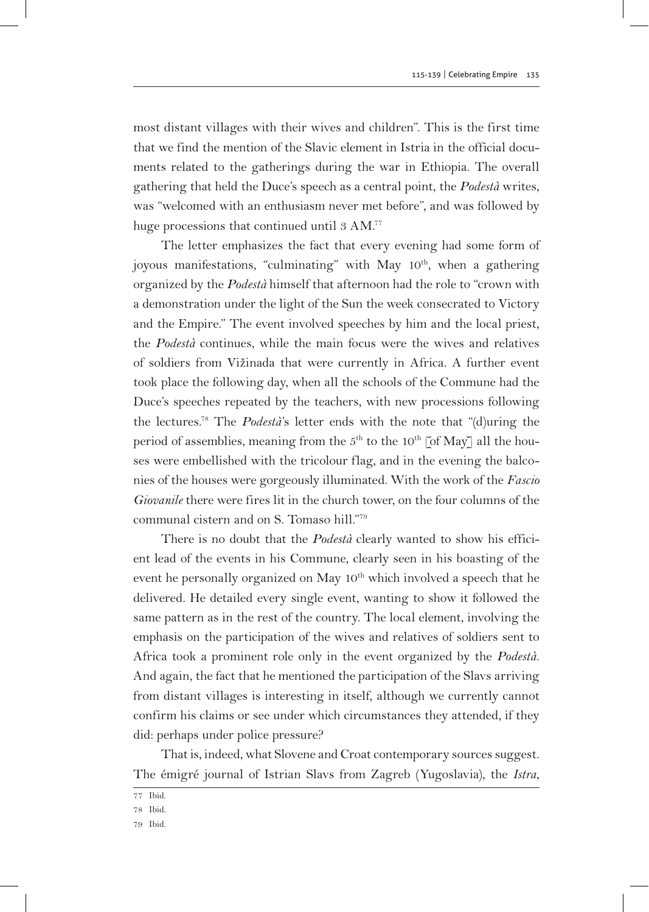most distant villages with their wives and children". This is the first time that we find the mention of the Slavic element in Istria in the official documents related to the gatherings during the war in Ethiopia. The overall gathering that held the Duce's speech as a central point, the *Podestà* writes, was "welcomed with an enthusiasm never met before", and was followed by huge processions that continued until 3 AM.[77]

The letter emphasizes the fact that every evening had some form of joyous manifestations, "culminating" with May 10th, when a gathering organized by the *Podestà* himself that afternoon had the role to "crown with a demonstration under the light of the Sun the week consecrated to Victory and the Empire." The event involved speeches by him and the local priest, the *Podestà* continues, while the main focus were the wives and relatives of soldiers from Vižinada that were currently in Africa. A further event took place the following day, when all the schools of the Commune had the Duce's speeches repeated by the teachers, with new processions following the lectures.[78] The *Podestà*'s letter ends with the note that "(d)uring the period of assemblies, meaning from the 5th to the 10th [of May] all the houses were embellished with the tricolour flag, and in the evening the balconies of the houses were gorgeously illuminated. With the work of the *Fascio Giovanile* there were fires lit in the church tower, on the four columns of the communal cistern and on S. Tomaso hill."[79]

There is no doubt that the *Podestà* clearly wanted to show his efficient lead of the events in his Commune, clearly seen in his boasting of the event he personally organized on May 10th which involved a speech that he delivered. He detailed every single event, wanting to show it followed the same pattern as in the rest of the country. The local element, involving the emphasis on the participation of the wives and relatives of soldiers sent to Africa took a prominent role only in the event organized by the *Podestà*. And again, the fact that he mentioned the participation of the Slavs arriving from distant villages is interesting in itself, although we currently cannot confirm his claims or see under which circumstances they attended, if they did: perhaps under police pressure?

That is, indeed, what Slovene and Croat contemporary sources suggest. The émigré journal of Istrian Slavs from Zagreb (Yugoslavia), the *Istra*,

77 Ibid.

78 Ibid.

79 Ibid.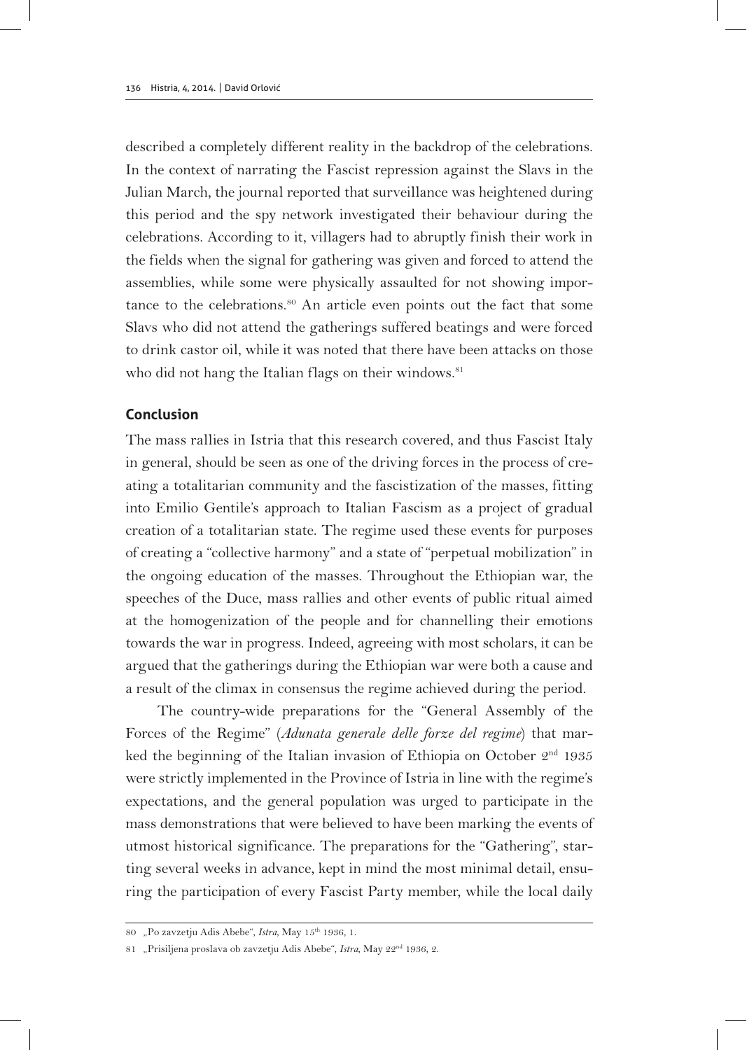described a completely different reality in the backdrop of the celebrations. In the context of narrating the Fascist repression against the Slavs in the Julian March, the journal reported that surveillance was heightened during this period and the spy network investigated their behaviour during the celebrations. According to it, villagers had to abruptly finish their work in the fields when the signal for gathering was given and forced to attend the assemblies, while some were physically assaulted for not showing importance to the celebrations.[80] An article even points out the fact that some Slavs who did not attend the gatherings suffered beatings and were forced to drink castor oil, while it was noted that there have been attacks on those who did not hang the Italian flags on their windows.[81]

## Conclusion

The mass rallies in Istria that this research covered, and thus Fascist Italy in general, should be seen as one of the driving forces in the process of creating a totalitarian community and the fascistization of the masses, fitting into Emilio Gentile's approach to Italian Fascism as a project of gradual creation of a totalitarian state. The regime used these events for purposes of creating a "collective harmony" and a state of "perpetual mobilization" in the ongoing education of the masses. Throughout the Ethiopian war, the speeches of the Duce, mass rallies and other events of public ritual aimed at the homogenization of the people and for channelling their emotions towards the war in progress. Indeed, agreeing with most scholars, it can be argued that the gatherings during the Ethiopian war were both a cause and a result of the climax in consensus the regime achieved during the period.

The country-wide preparations for the "General Assembly of the Forces of the Regime" (*Adunata generale delle forze del regime*) that marked the beginning of the Italian invasion of Ethiopia on October 2nd 1935 were strictly implemented in the Province of Istria in line with the regime's expectations, and the general population was urged to participate in the mass demonstrations that were believed to have been marking the events of utmost historical significance. The preparations for the "Gathering", starting several weeks in advance, kept in mind the most minimal detail, ensuring the participation of every Fascist Party member, while the local daily

80 „Po zavzetju Adis Abebe", *Istra*, May 15th 1936, 1.

81 „Prisiljena proslava ob zavzetju Adis Abebe", *Istra*, May 22nd 1936, 2.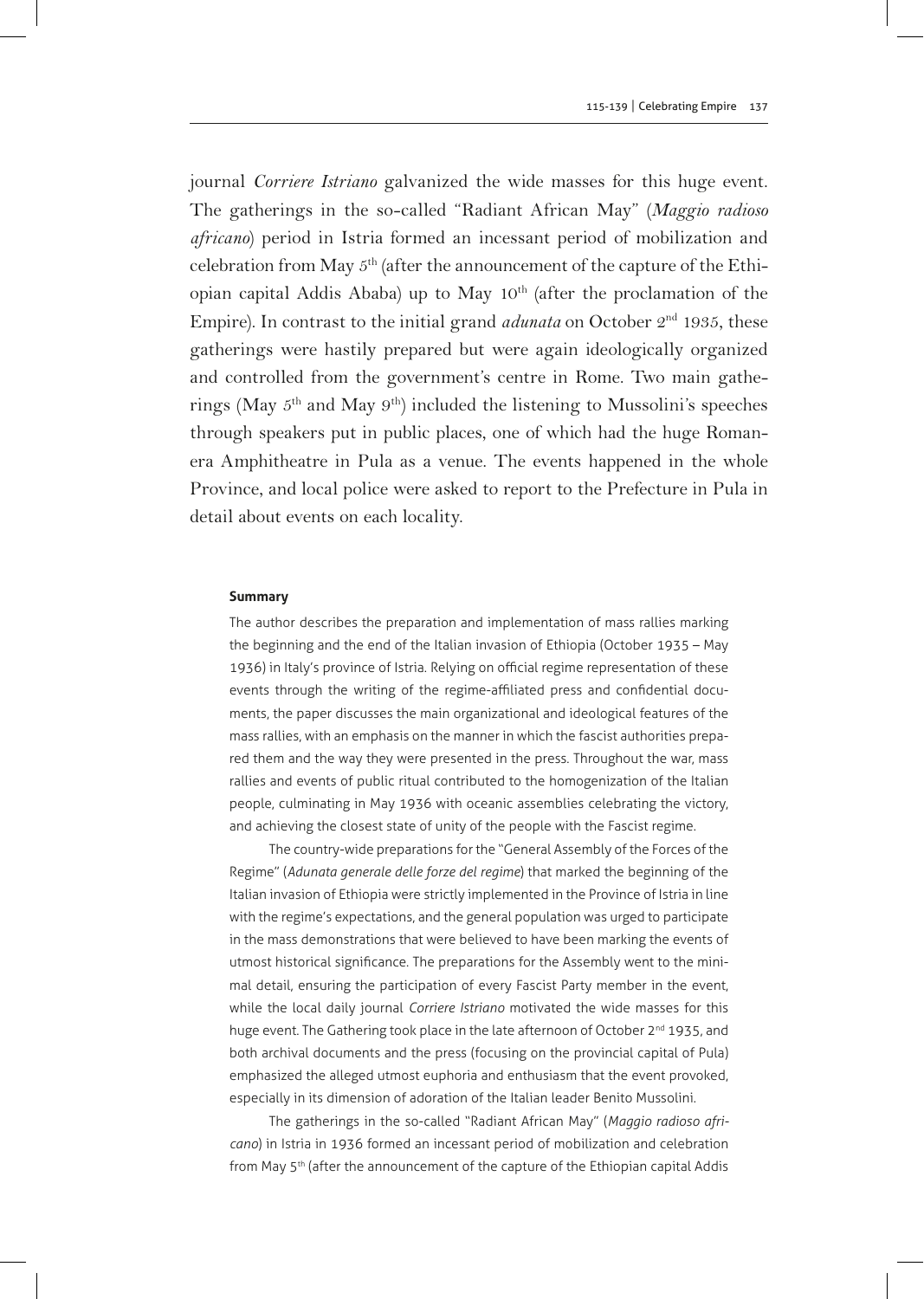journal *Corriere Istriano* galvanized the wide masses for this huge event. The gatherings in the so-called "Radiant African May" (*Maggio radioso africano*) period in Istria formed an incessant period of mobilization and celebration from May 5th (after the announcement of the capture of the Ethiopian capital Addis Ababa) up to May 10th (after the proclamation of the Empire). In contrast to the initial grand *adunata* on October 2nd 1935, these gatherings were hastily prepared but were again ideologically organized and controlled from the government's centre in Rome. Two main gatherings (May 5th and May 9th) included the listening to Mussolini's speeches through speakers put in public places, one of which had the huge Roman-era Amphitheatre in Pula as a venue. The events happened in the whole Province, and local police were asked to report to the Prefecture in Pula in detail about events on each locality.

#### Summary

The author describes the preparation and implementation of mass rallies marking the beginning and the end of the Italian invasion of Ethiopia (October 1935 – May 1936) in Italy's province of Istria. Relying on official regime representation of these events through the writing of the regime-affiliated press and confidential documents, the paper discusses the main organizational and ideological features of the mass rallies, with an emphasis on the manner in which the fascist authorities prepared them and the way they were presented in the press. Throughout the war, mass rallies and events of public ritual contributed to the homogenization of the Italian people, culminating in May 1936 with oceanic assemblies celebrating the victory, and achieving the closest state of unity of the people with the Fascist regime.

The country-wide preparations for the "General Assembly of the Forces of the Regime" (*Adunata generale delle forze del regime*) that marked the beginning of the Italian invasion of Ethiopia were strictly implemented in the Province of Istria in line with the regime's expectations, and the general population was urged to participate in the mass demonstrations that were believed to have been marking the events of utmost historical significance. The preparations for the Assembly went to the minimal detail, ensuring the participation of every Fascist Party member in the event, while the local daily journal *Corriere Istriano* motivated the wide masses for this huge event. The Gathering took place in the late afternoon of October 2nd 1935, and both archival documents and the press (focusing on the provincial capital of Pula) emphasized the alleged utmost euphoria and enthusiasm that the event provoked, especially in its dimension of adoration of the Italian leader Benito Mussolini.

The gatherings in the so-called "Radiant African May" (*Maggio radioso africano*) in Istria in 1936 formed an incessant period of mobilization and celebration from May 5th (after the announcement of the capture of the Ethiopian capital Addis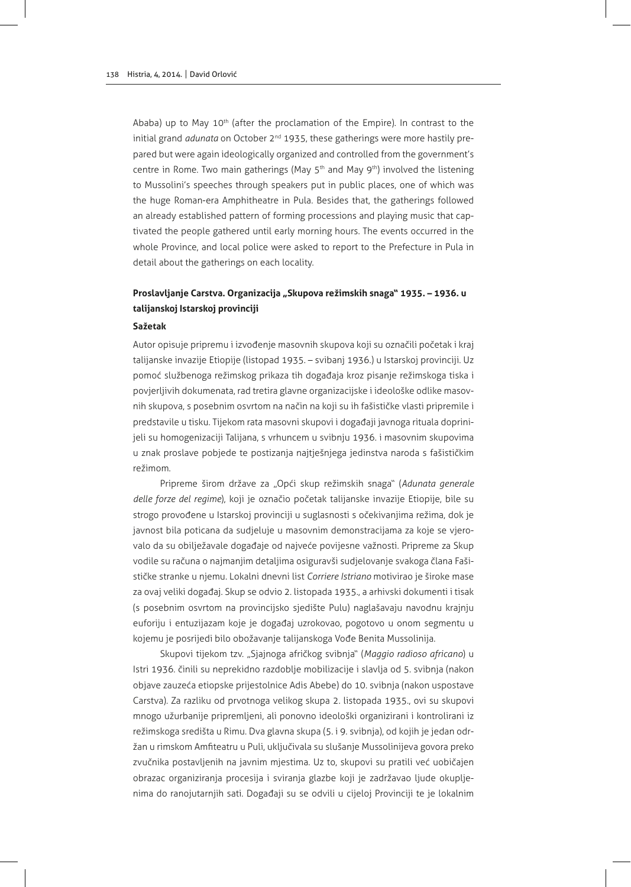Ababa) up to May 10th (after the proclamation of the Empire). In contrast to the initial grand *adunata* on October 2nd 1935, these gatherings were more hastily prepared but were again ideologically organized and controlled from the government's centre in Rome. Two main gatherings (May 5th and May 9th) involved the listening to Mussolini's speeches through speakers put in public places, one of which was the huge Roman-era Amphitheatre in Pula. Besides that, the gatherings followed an already established pattern of forming processions and playing music that captivated the people gathered until early morning hours. The events occurred in the whole Province, and local police were asked to report to the Prefecture in Pula in detail about the gatherings on each locality.

### Proslavljanje Carstva. Organizacija „Skupova režimskih snaga" 1935. – 1936. u talijanskoj Istarskoj provinciji

#### Sažetak

Autor opisuje pripremu i izvođenje masovnih skupova koji su označili početak i kraj talijanske invazije Etiopije (listopad 1935. – svibanj 1936.) u Istarskoj provinciji. Uz pomoć službenoga režimskog prikaza tih događaja kroz pisanje režimskoga tiska i povjerljivih dokumenata, rad tretira glavne organizacijske i ideološke odlike masovnih skupova, s posebnim osvrtom na način na koji su ih fašističke vlasti pripremile i predstavile u tisku. Tijekom rata masovni skupovi i događaji javnoga rituala doprinijeli su homogenizaciji Talijana, s vrhuncem u svibnju 1936. i masovnim skupovima u znak proslave pobjede te postizanja najtješnjega jedinstva naroda s fašističkim režimom.

Pripreme širom države za „Opći skup režimskih snaga" (*Adunata generale delle forze del regime*), koji je označio početak talijanske invazije Etiopije, bile su strogo provođene u Istarskoj provinciji u suglasnosti s očekivanjima režima, dok je javnost bila poticana da sudjeluje u masovnim demonstracijama za koje se vjerovalo da su obilježavale događaje od najveće povijesne važnosti. Pripreme za Skup vodile su računa o najmanjim detaljima osiguravši sudjelovanje svakoga člana Fašističke stranke u njemu. Lokalni dnevni list *Corriere Istriano* motivirao je široke mase za ovaj veliki događaj. Skup se odvio 2. listopada 1935., a arhivski dokumenti i tisak (s posebnim osvrtom na provincijsko sjedište Pulu) naglašavaju navodnu krajnju euforiju i entuzijazam koje je događaj uzrokovao, pogotovo u onom segmentu u kojemu je posrijedi bilo obožavanje talijanskoga Vođe Benita Mussolinija.

Skupovi tijekom tzv. „Sjajnoga afričkog svibnja" (*Maggio radioso africano*) u Istri 1936. činili su neprekidno razdoblje mobilizacije i slavlja od 5. svibnja (nakon objave zauzeća etiopske prijestolnice Adis Abebe) do 10. svibnja (nakon uspostave Carstva). Za razliku od prvotnoga velikog skupa 2. listopada 1935., ovi su skupovi mnogo užurbanije pripremljeni, ali ponovno ideološki organizirani i kontrolirani iz režimskoga središta u Rimu. Dva glavna skupa (5. i 9. svibnja), od kojih je jedan održan u rimskom Amfiteatru u Puli, uključivala su slušanje Mussolinijeva govora preko zvučnika postavljenih na javnim mjestima. Uz to, skupovi su pratili već uobičajen obrazac organiziranja procesija i sviranja glazbe koji je zadržavao ljude okupljenima do ranojutarnjih sati. Događaji su se odvili u cijeloj Provinciji te je lokalnim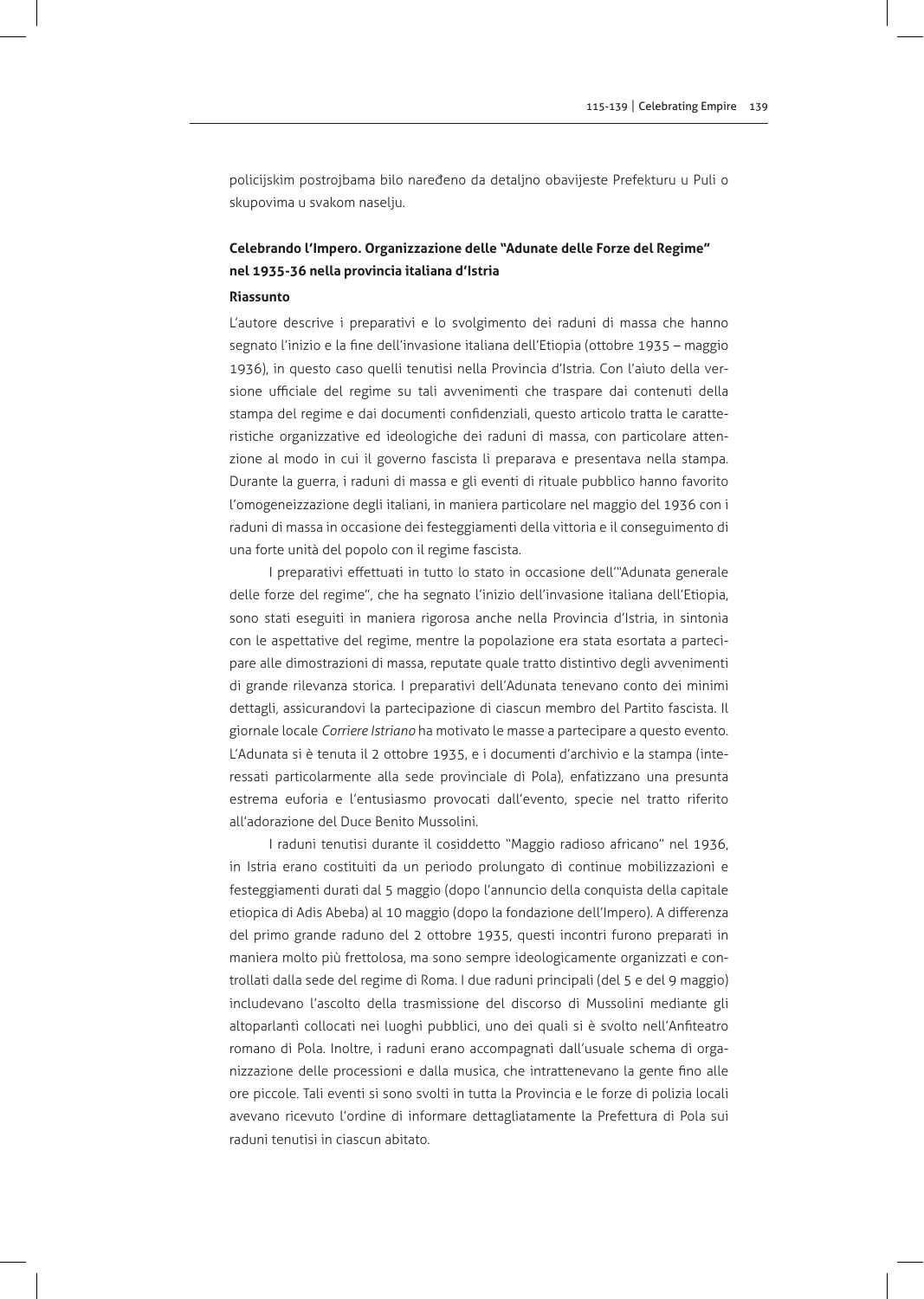policijskim postrojbama bilo naređeno da detaljno obavijeste Prefekturu u Puli o skupovima u svakom naselju.

**Celebrando l'Impero. Organizzazione delle "Adunate delle Forze del Regime" nel 1935-36 nella provincia italiana d'Istria**

**Riassunto**

L'autore descrive i preparativi e lo svolgimento dei raduni di massa che hanno segnato l'inizio e la fine dell'invasione italiana dell'Etiopia (ottobre 1935 – maggio 1936), in questo caso quelli tenutisi nella Provincia d'Istria. Con l'aiuto della versione ufficiale del regime su tali avvenimenti che traspare dai contenuti della stampa del regime e dai documenti confidenziali, questo articolo tratta le caratteristiche organizzative ed ideologiche dei raduni di massa, con particolare attenzione al modo in cui il governo fascista li preparava e presentava nella stampa. Durante la guerra, i raduni di massa e gli eventi di rituale pubblico hanno favorito l'omogeneizzazione degli italiani, in maniera particolare nel maggio del 1936 con i raduni di massa in occasione dei festeggiamenti della vittoria e il conseguimento di una forte unità del popolo con il regime fascista.

I preparativi effettuati in tutto lo stato in occasione dell'"Adunata generale delle forze del regime", che ha segnato l'inizio dell'invasione italiana dell'Etiopia, sono stati eseguiti in maniera rigorosa anche nella Provincia d'Istria, in sintonia con le aspettative del regime, mentre la popolazione era stata esortata a partecipare alle dimostrazioni di massa, reputate quale tratto distintivo degli avvenimenti di grande rilevanza storica. I preparativi dell'Adunata tenevano conto dei minimi dettagli, assicurandovi la partecipazione di ciascun membro del Partito fascista. Il giornale locale *Corriere Istriano* ha motivato le masse a partecipare a questo evento. L'Adunata si è tenuta il 2 ottobre 1935, e i documenti d'archivio e la stampa (interessati particolarmente alla sede provinciale di Pola), enfatizzano una presunta estrema euforia e l'entusiasmo provocati dall'evento, specie nel tratto riferito all'adorazione del Duce Benito Mussolini.

I raduni tenutisi durante il cosiddetto "Maggio radioso africano" nel 1936, in Istria erano costituiti da un periodo prolungato di continue mobilizzazioni e festeggiamenti durati dal 5 maggio (dopo l'annuncio della conquista della capitale etiopica di Adis Abeba) al 10 maggio (dopo la fondazione dell'Impero). A differenza del primo grande raduno del 2 ottobre 1935, questi incontri furono preparati in maniera molto più frettolosa, ma sono sempre ideologicamente organizzati e controllati dalla sede del regime di Roma. I due raduni principali (del 5 e del 9 maggio) includevano l'ascolto della trasmissione del discorso di Mussolini mediante gli altoparlanti collocati nei luoghi pubblici, uno dei quali si è svolto nell'Anfiteatro romano di Pola. Inoltre, i raduni erano accompagnati dall'usuale schema di organizzazione delle processioni e dalla musica, che intrattenevano la gente fino alle ore piccole. Tali eventi si sono svolti in tutta la Provincia e le forze di polizia locali avevano ricevuto l'ordine di informare dettagliatamente la Prefettura di Pola sui raduni tenutisi in ciascun abitato.